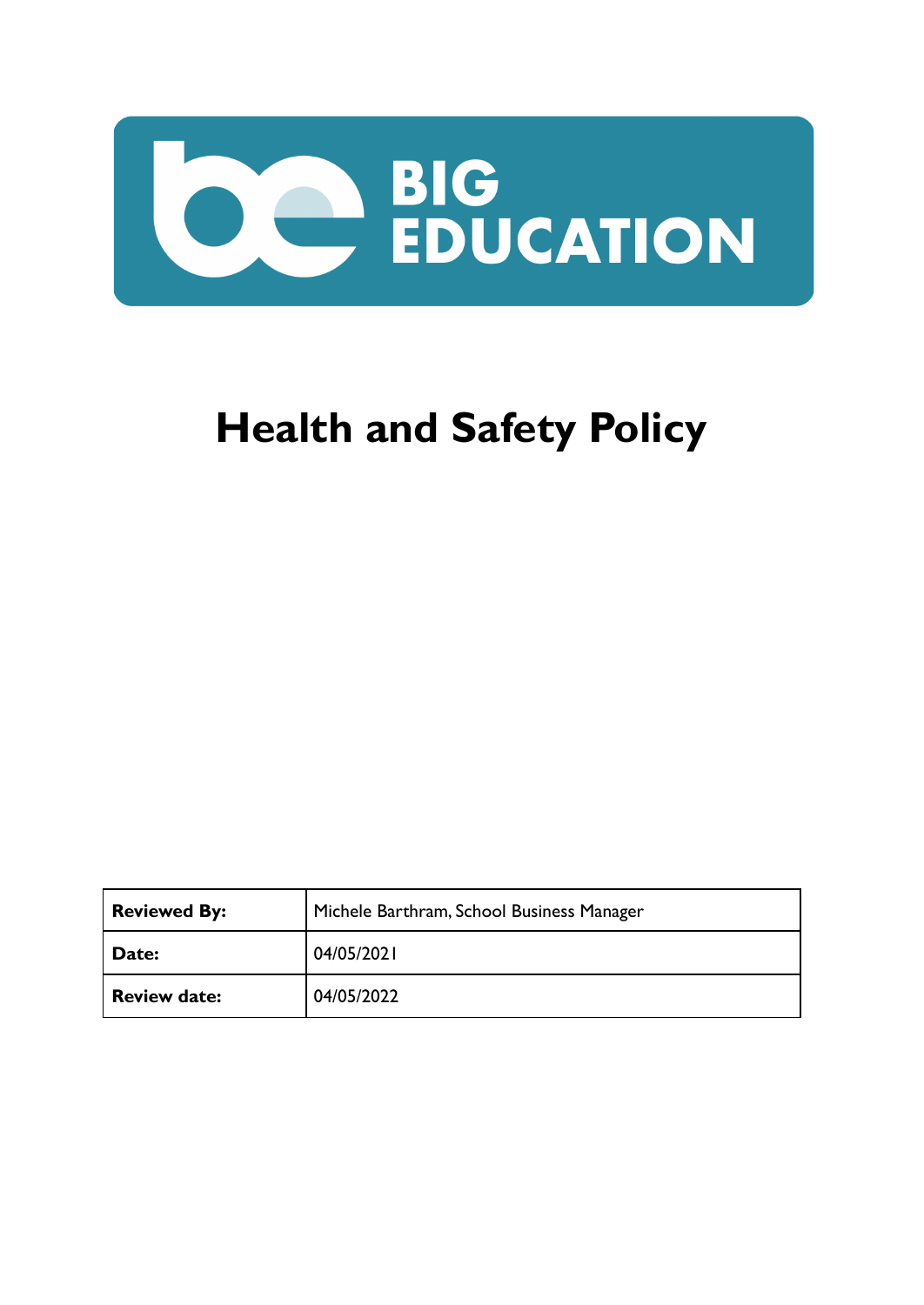BIG EDUCATION

# Health and Safety Policy

| **Reviewed By:** | Michele Barthram, School Business Manager |
| --- | --- |
| **Date:** | 04/05/2021 |
| **Review date:** | 04/05/2022 |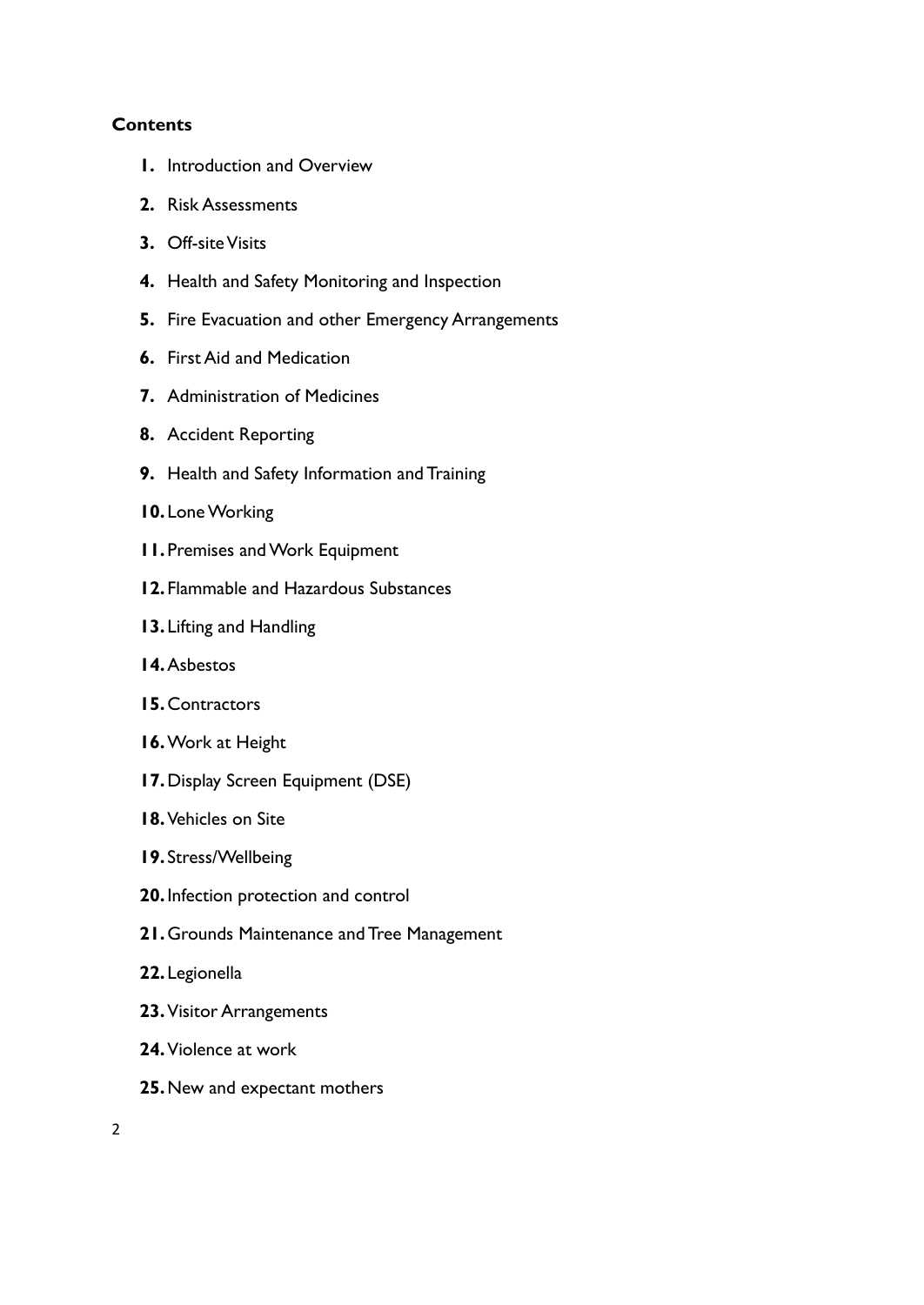**Contents**

1. Introduction and Overview
2. Risk Assessments
3. Off-site Visits
4. Health and Safety Monitoring and Inspection
5. Fire Evacuation and other Emergency Arrangements
6. First Aid and Medication
7. Administration of Medicines
8. Accident Reporting
9. Health and Safety Information and Training
10. Lone Working
11. Premises and Work Equipment
12. Flammable and Hazardous Substances
13. Lifting and Handling
14. Asbestos
15. Contractors
16. Work at Height
17. Display Screen Equipment (DSE)
18. Vehicles on Site
19. Stress/Wellbeing
20. Infection protection and control
21. Grounds Maintenance and Tree Management
22. Legionella
23. Visitor Arrangements
24. Violence at work
25. New and expectant mothers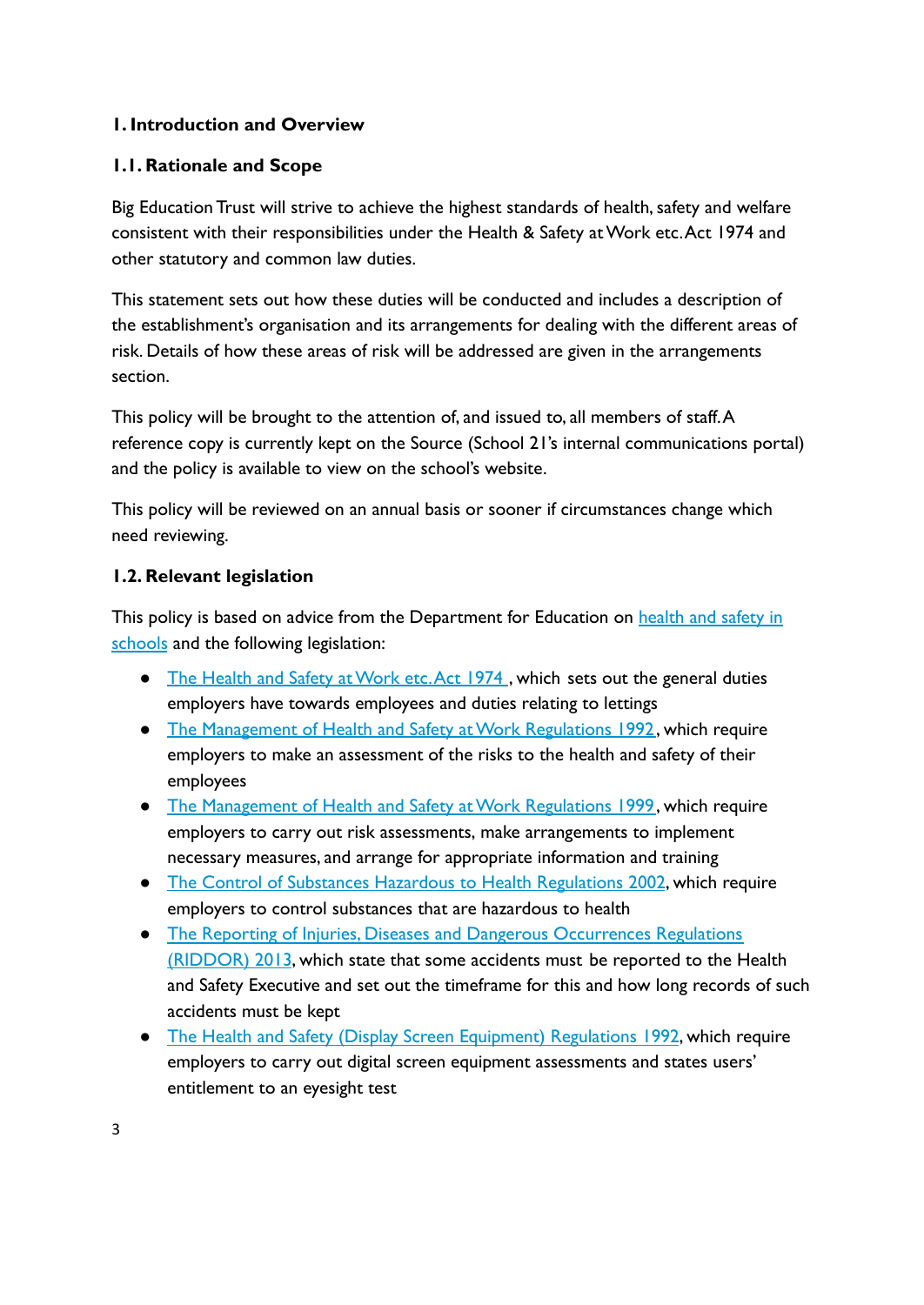## 1. Introduction and Overview

### 1.1. Rationale and Scope

Big Education Trust will strive to achieve the highest standards of health, safety and welfare consistent with their responsibilities under the Health & Safety at Work etc. Act 1974 and other statutory and common law duties.

This statement sets out how these duties will be conducted and includes a description of the establishment's organisation and its arrangements for dealing with the different areas of risk. Details of how these areas of risk will be addressed are given in the arrangements section.

This policy will be brought to the attention of, and issued to, all members of staff. A reference copy is currently kept on the Source (School 21's internal communications portal) and the policy is available to view on the school's website.

This policy will be reviewed on an annual basis or sooner if circumstances change which need reviewing.

### 1.2. Relevant legislation

This policy is based on advice from the Department for Education on health and safety in schools and the following legislation:

- The Health and Safety at Work etc. Act 1974 , which sets out the general duties employers have towards employees and duties relating to lettings
- The Management of Health and Safety at Work Regulations 1992, which require employers to make an assessment of the risks to the health and safety of their employees
- The Management of Health and Safety at Work Regulations 1999, which require employers to carry out risk assessments, make arrangements to implement necessary measures, and arrange for appropriate information and training
- The Control of Substances Hazardous to Health Regulations 2002, which require employers to control substances that are hazardous to health
- The Reporting of Injuries, Diseases and Dangerous Occurrences Regulations (RIDDOR) 2013, which state that some accidents must be reported to the Health and Safety Executive and set out the timeframe for this and how long records of such accidents must be kept
- The Health and Safety (Display Screen Equipment) Regulations 1992, which require employers to carry out digital screen equipment assessments and states users' entitlement to an eyesight test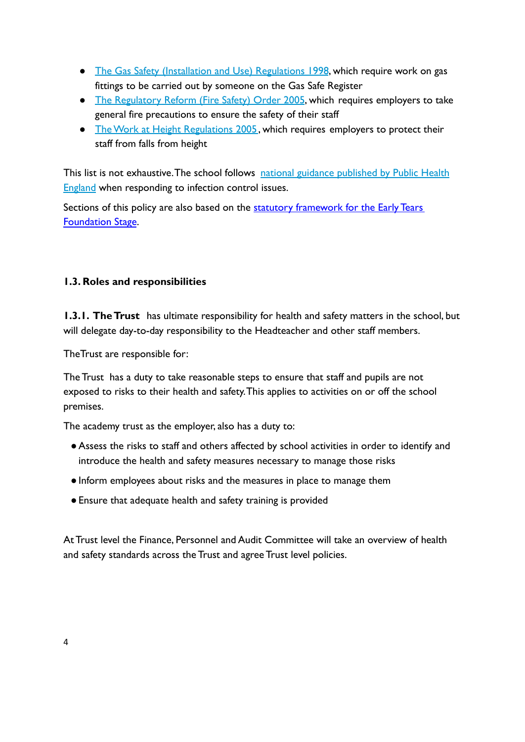- The Gas Safety (Installation and Use) Regulations 1998, which require work on gas fittings to be carried out by someone on the Gas Safe Register
- The Regulatory Reform (Fire Safety) Order 2005, which requires employers to take general fire precautions to ensure the safety of their staff
- The Work at Height Regulations 2005, which requires employers to protect their staff from falls from height

This list is not exhaustive. The school follows national guidance published by Public Health England when responding to infection control issues.

Sections of this policy are also based on the statutory framework for the Early Tears Foundation Stage.

### 1.3. Roles and responsibilities

**1.3.1. The Trust** has ultimate responsibility for health and safety matters in the school, but will delegate day-to-day responsibility to the Headteacher and other staff members.

The Trust are responsible for:

The Trust has a duty to take reasonable steps to ensure that staff and pupils are not exposed to risks to their health and safety. This applies to activities on or off the school premises.

The academy trust as the employer, also has a duty to:

- Assess the risks to staff and others affected by school activities in order to identify and introduce the health and safety measures necessary to manage those risks
- Inform employees about risks and the measures in place to manage them
- Ensure that adequate health and safety training is provided

At Trust level the Finance, Personnel and Audit Committee will take an overview of health and safety standards across the Trust and agree Trust level policies.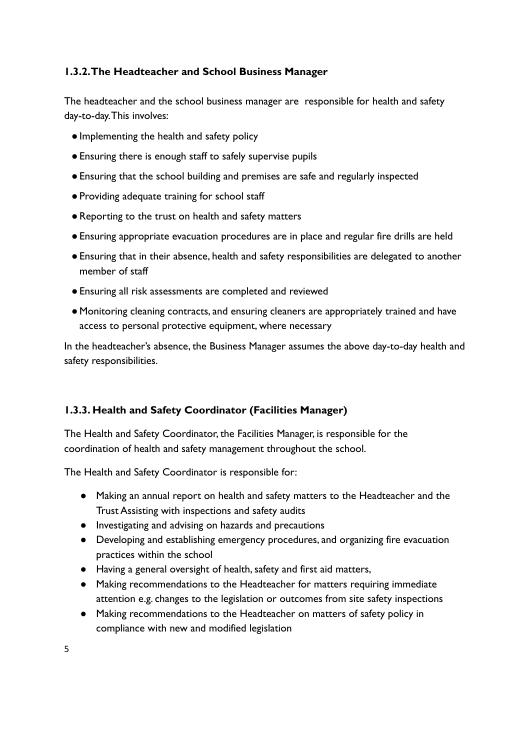### 1.3.2. The Headteacher and School Business Manager

The headteacher and the school business manager are responsible for health and safety day-to-day. This involves:

- Implementing the health and safety policy
- Ensuring there is enough staff to safely supervise pupils
- Ensuring that the school building and premises are safe and regularly inspected
- Providing adequate training for school staff
- Reporting to the trust on health and safety matters
- Ensuring appropriate evacuation procedures are in place and regular fire drills are held
- Ensuring that in their absence, health and safety responsibilities are delegated to another member of staff
- Ensuring all risk assessments are completed and reviewed
- Monitoring cleaning contracts, and ensuring cleaners are appropriately trained and have access to personal protective equipment, where necessary

In the headteacher's absence, the Business Manager assumes the above day-to-day health and safety responsibilities.

### 1.3.3. Health and Safety Coordinator (Facilities Manager)

The Health and Safety Coordinator, the Facilities Manager, is responsible for the coordination of health and safety management throughout the school.

The Health and Safety Coordinator is responsible for:

- Making an annual report on health and safety matters to the Headteacher and the Trust Assisting with inspections and safety audits
- Investigating and advising on hazards and precautions
- Developing and establishing emergency procedures, and organizing fire evacuation practices within the school
- Having a general oversight of health, safety and first aid matters,
- Making recommendations to the Headteacher for matters requiring immediate attention e.g. changes to the legislation or outcomes from site safety inspections
- Making recommendations to the Headteacher on matters of safety policy in compliance with new and modified legislation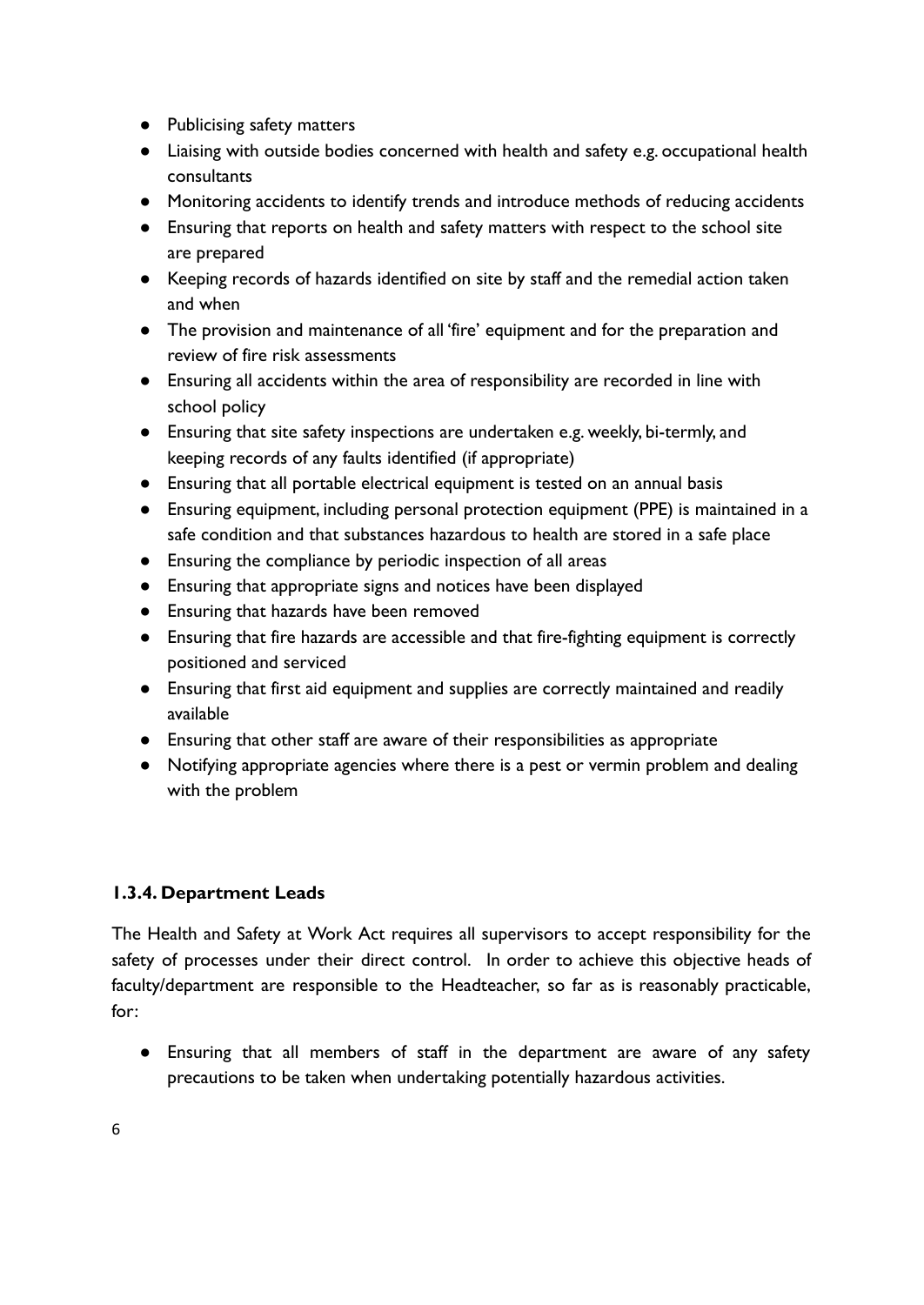- Publicising safety matters
- Liaising with outside bodies concerned with health and safety e.g. occupational health consultants
- Monitoring accidents to identify trends and introduce methods of reducing accidents
- Ensuring that reports on health and safety matters with respect to the school site are prepared
- Keeping records of hazards identified on site by staff and the remedial action taken and when
- The provision and maintenance of all 'fire' equipment and for the preparation and review of fire risk assessments
- Ensuring all accidents within the area of responsibility are recorded in line with school policy
- Ensuring that site safety inspections are undertaken e.g. weekly, bi-termly, and keeping records of any faults identified (if appropriate)
- Ensuring that all portable electrical equipment is tested on an annual basis
- Ensuring equipment, including personal protection equipment (PPE) is maintained in a safe condition and that substances hazardous to health are stored in a safe place
- Ensuring the compliance by periodic inspection of all areas
- Ensuring that appropriate signs and notices have been displayed
- Ensuring that hazards have been removed
- Ensuring that fire hazards are accessible and that fire-fighting equipment is correctly positioned and serviced
- Ensuring that first aid equipment and supplies are correctly maintained and readily available
- Ensuring that other staff are aware of their responsibilities as appropriate
- Notifying appropriate agencies where there is a pest or vermin problem and dealing with the problem

### 1.3.4. Department Leads

The Health and Safety at Work Act requires all supervisors to accept responsibility for the safety of processes under their direct control. In order to achieve this objective heads of faculty/department are responsible to the Headteacher, so far as is reasonably practicable, for:

- Ensuring that all members of staff in the department are aware of any safety precautions to be taken when undertaking potentially hazardous activities.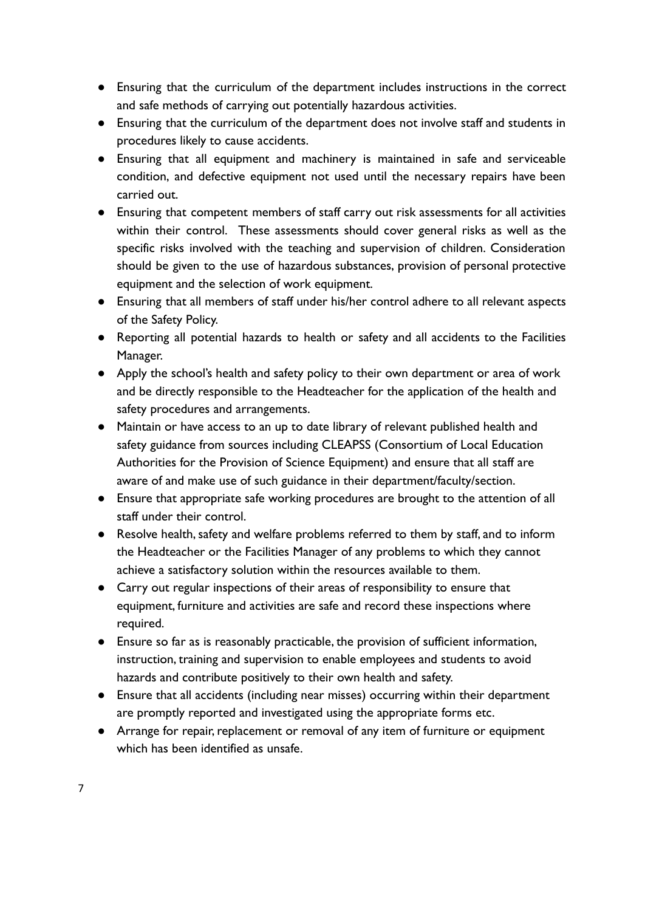- Ensuring that the curriculum of the department includes instructions in the correct and safe methods of carrying out potentially hazardous activities.
- Ensuring that the curriculum of the department does not involve staff and students in procedures likely to cause accidents.
- Ensuring that all equipment and machinery is maintained in safe and serviceable condition, and defective equipment not used until the necessary repairs have been carried out.
- Ensuring that competent members of staff carry out risk assessments for all activities within their control. These assessments should cover general risks as well as the specific risks involved with the teaching and supervision of children. Consideration should be given to the use of hazardous substances, provision of personal protective equipment and the selection of work equipment.
- Ensuring that all members of staff under his/her control adhere to all relevant aspects of the Safety Policy.
- Reporting all potential hazards to health or safety and all accidents to the Facilities Manager.
- Apply the school's health and safety policy to their own department or area of work and be directly responsible to the Headteacher for the application of the health and safety procedures and arrangements.
- Maintain or have access to an up to date library of relevant published health and safety guidance from sources including CLEAPSS (Consortium of Local Education Authorities for the Provision of Science Equipment) and ensure that all staff are aware of and make use of such guidance in their department/faculty/section.
- Ensure that appropriate safe working procedures are brought to the attention of all staff under their control.
- Resolve health, safety and welfare problems referred to them by staff, and to inform the Headteacher or the Facilities Manager of any problems to which they cannot achieve a satisfactory solution within the resources available to them.
- Carry out regular inspections of their areas of responsibility to ensure that equipment, furniture and activities are safe and record these inspections where required.
- Ensure so far as is reasonably practicable, the provision of sufficient information, instruction, training and supervision to enable employees and students to avoid hazards and contribute positively to their own health and safety.
- Ensure that all accidents (including near misses) occurring within their department are promptly reported and investigated using the appropriate forms etc.
- Arrange for repair, replacement or removal of any item of furniture or equipment which has been identified as unsafe.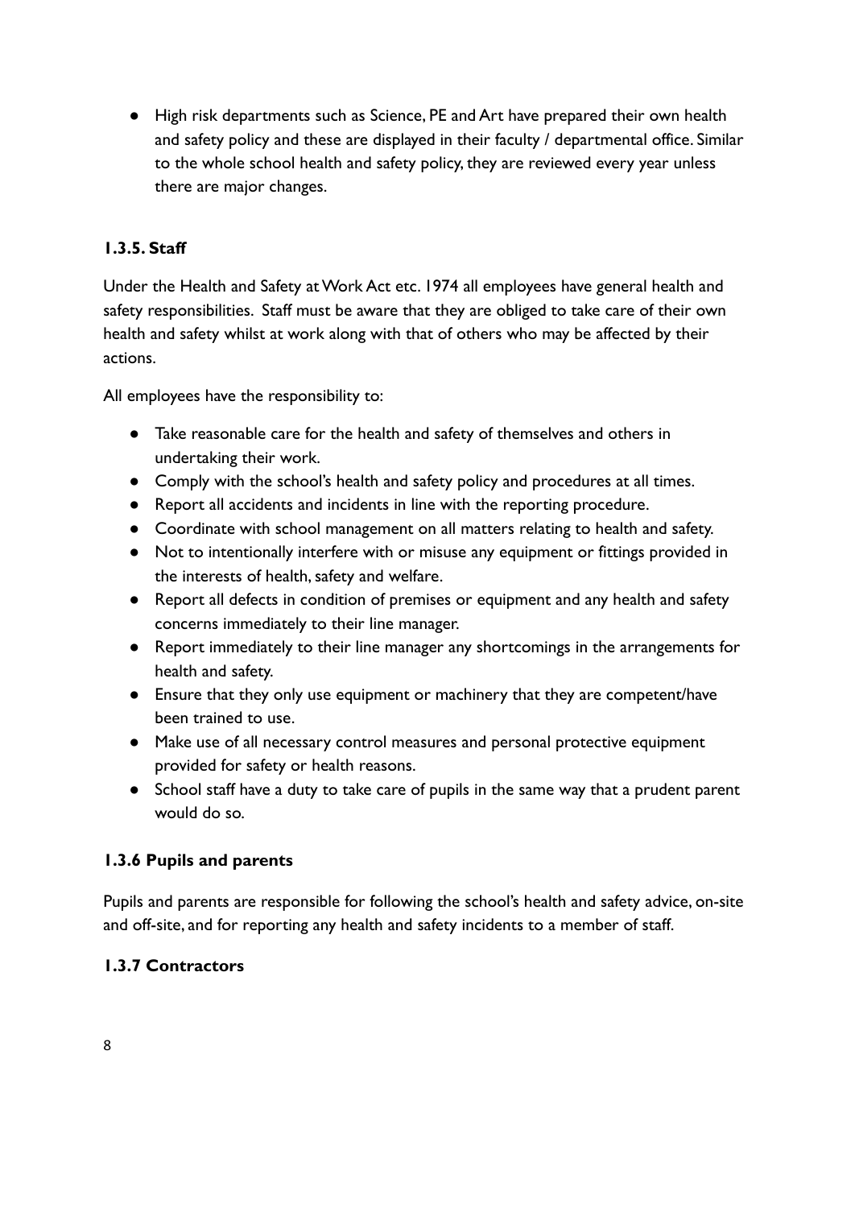- High risk departments such as Science, PE and Art have prepared their own health and safety policy and these are displayed in their faculty / departmental office. Similar to the whole school health and safety policy, they are reviewed every year unless there are major changes.

### 1.3.5. Staff

Under the Health and Safety at Work Act etc. 1974 all employees have general health and safety responsibilities. Staff must be aware that they are obliged to take care of their own health and safety whilst at work along with that of others who may be affected by their actions.

All employees have the responsibility to:

- Take reasonable care for the health and safety of themselves and others in undertaking their work.
- Comply with the school's health and safety policy and procedures at all times.
- Report all accidents and incidents in line with the reporting procedure.
- Coordinate with school management on all matters relating to health and safety.
- Not to intentionally interfere with or misuse any equipment or fittings provided in the interests of health, safety and welfare.
- Report all defects in condition of premises or equipment and any health and safety concerns immediately to their line manager.
- Report immediately to their line manager any shortcomings in the arrangements for health and safety.
- Ensure that they only use equipment or machinery that they are competent/have been trained to use.
- Make use of all necessary control measures and personal protective equipment provided for safety or health reasons.
- School staff have a duty to take care of pupils in the same way that a prudent parent would do so.

### 1.3.6 Pupils and parents

Pupils and parents are responsible for following the school's health and safety advice, on-site and off-site, and for reporting any health and safety incidents to a member of staff.

### 1.3.7 Contractors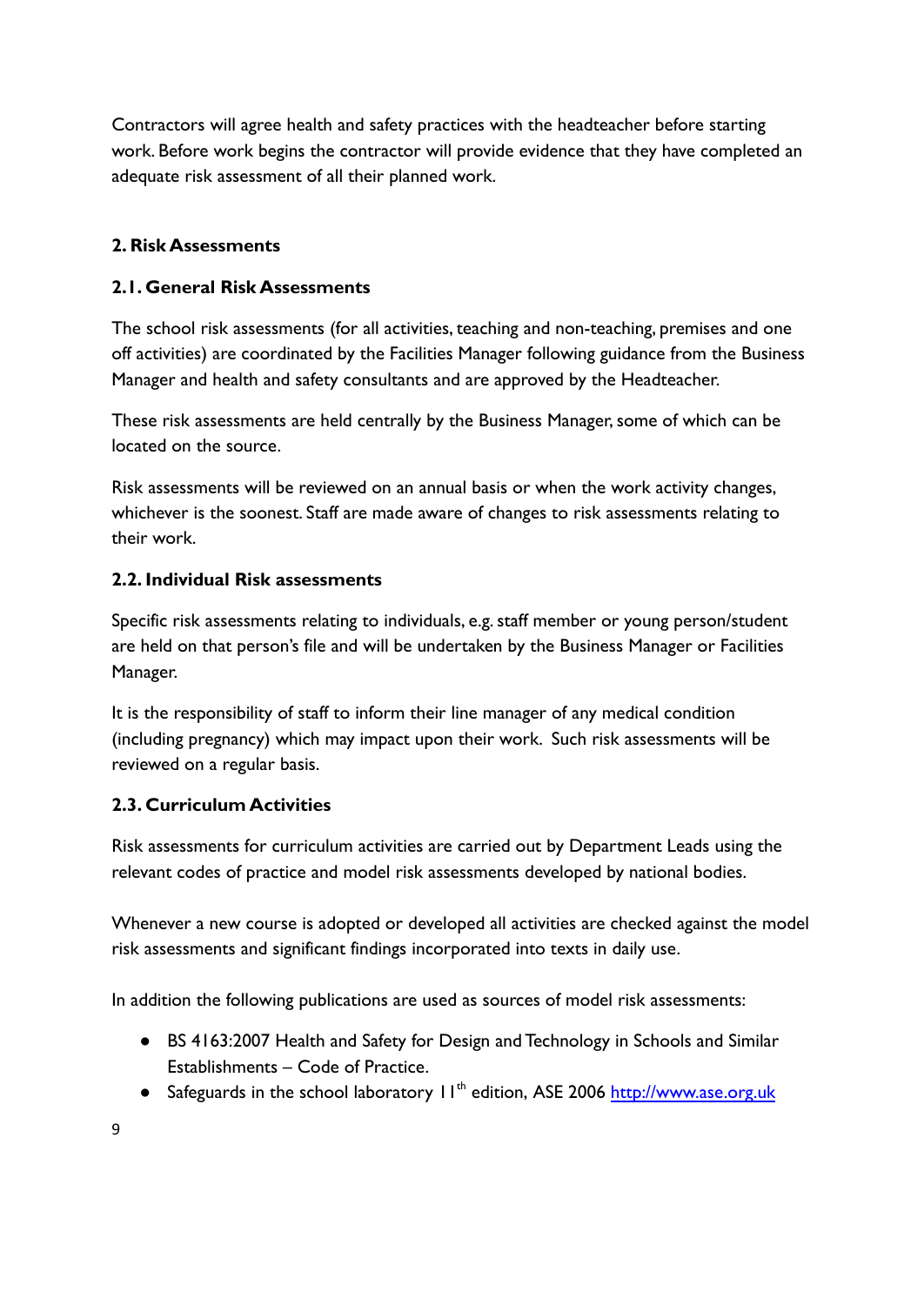Contractors will agree health and safety practices with the headteacher before starting work. Before work begins the contractor will provide evidence that they have completed an adequate risk assessment of all their planned work.

## 2. Risk Assessments

### 2.1. General Risk Assessments

The school risk assessments (for all activities, teaching and non-teaching, premises and one off activities) are coordinated by the Facilities Manager following guidance from the Business Manager and health and safety consultants and are approved by the Headteacher.

These risk assessments are held centrally by the Business Manager, some of which can be located on the source.

Risk assessments will be reviewed on an annual basis or when the work activity changes, whichever is the soonest. Staff are made aware of changes to risk assessments relating to their work.

### 2.2. Individual Risk assessments

Specific risk assessments relating to individuals, e.g. staff member or young person/student are held on that person's file and will be undertaken by the Business Manager or Facilities Manager.

It is the responsibility of staff to inform their line manager of any medical condition (including pregnancy) which may impact upon their work. Such risk assessments will be reviewed on a regular basis.

### 2.3. Curriculum Activities

Risk assessments for curriculum activities are carried out by Department Leads using the relevant codes of practice and model risk assessments developed by national bodies.

Whenever a new course is adopted or developed all activities are checked against the model risk assessments and significant findings incorporated into texts in daily use.

In addition the following publications are used as sources of model risk assessments:

- BS 4163:2007 Health and Safety for Design and Technology in Schools and Similar Establishments – Code of Practice.
- Safeguards in the school laboratory 11th edition, ASE 2006 http://www.ase.org.uk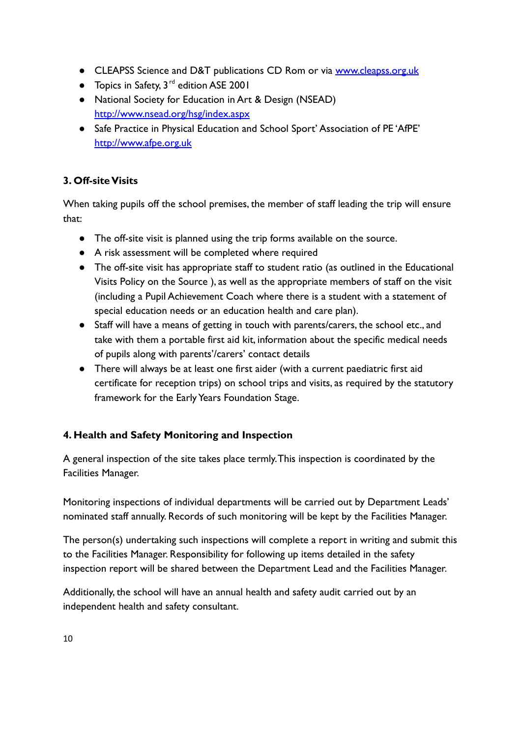- CLEAPSS Science and D&T publications CD Rom or via [www.cleapss.org.uk](http://www.cleapss.org.uk)
- Topics in Safety, 3rd edition ASE 2001
- National Society for Education in Art & Design (NSEAD) [http://www.nsead.org/hsg/index.aspx](http://www.nsead.org/hsg/index.aspx)
- Safe Practice in Physical Education and School Sport' Association of PE 'AfPE' [http://www.afpe.org.uk](http://www.afpe.org.uk)

### 3. Off-site Visits

When taking pupils off the school premises, the member of staff leading the trip will ensure that:

- The off-site visit is planned using the trip forms available on the source.
- A risk assessment will be completed where required
- The off-site visit has appropriate staff to student ratio (as outlined in the Educational Visits Policy on the Source ), as well as the appropriate members of staff on the visit (including a Pupil Achievement Coach where there is a student with a statement of special education needs or an education health and care plan).
- Staff will have a means of getting in touch with parents/carers, the school etc., and take with them a portable first aid kit, information about the specific medical needs of pupils along with parents'/carers' contact details
- There will always be at least one first aider (with a current paediatric first aid certificate for reception trips) on school trips and visits, as required by the statutory framework for the Early Years Foundation Stage.

### 4. Health and Safety Monitoring and Inspection

A general inspection of the site takes place termly. This inspection is coordinated by the Facilities Manager.

Monitoring inspections of individual departments will be carried out by Department Leads' nominated staff annually. Records of such monitoring will be kept by the Facilities Manager.

The person(s) undertaking such inspections will complete a report in writing and submit this to the Facilities Manager. Responsibility for following up items detailed in the safety inspection report will be shared between the Department Lead and the Facilities Manager.

Additionally, the school will have an annual health and safety audit carried out by an independent health and safety consultant.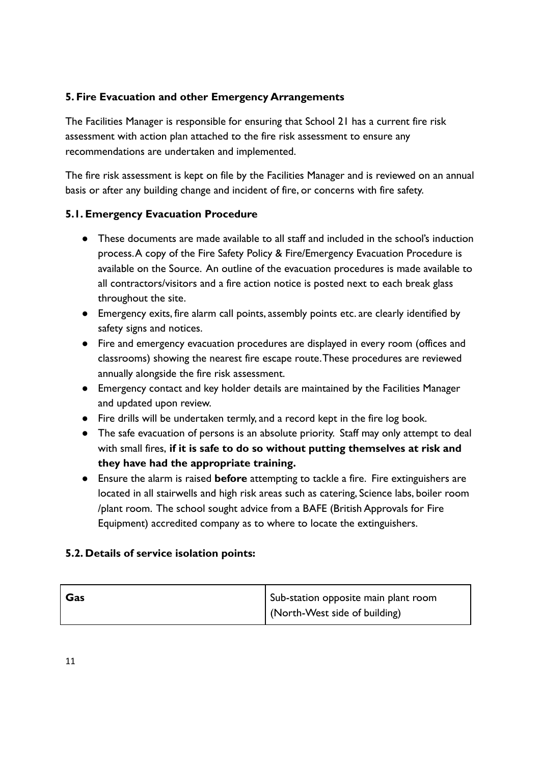## 5. Fire Evacuation and other Emergency Arrangements

The Facilities Manager is responsible for ensuring that School 21 has a current fire risk assessment with action plan attached to the fire risk assessment to ensure any recommendations are undertaken and implemented.

The fire risk assessment is kept on file by the Facilities Manager and is reviewed on an annual basis or after any building change and incident of fire, or concerns with fire safety.

### 5.1. Emergency Evacuation Procedure

- These documents are made available to all staff and included in the school's induction process. A copy of the Fire Safety Policy & Fire/Emergency Evacuation Procedure is available on the Source. An outline of the evacuation procedures is made available to all contractors/visitors and a fire action notice is posted next to each break glass throughout the site.
- Emergency exits, fire alarm call points, assembly points etc. are clearly identified by safety signs and notices.
- Fire and emergency evacuation procedures are displayed in every room (offices and classrooms) showing the nearest fire escape route. These procedures are reviewed annually alongside the fire risk assessment.
- Emergency contact and key holder details are maintained by the Facilities Manager and updated upon review.
- Fire drills will be undertaken termly, and a record kept in the fire log book.
- The safe evacuation of persons is an absolute priority. Staff may only attempt to deal with small fires, **if it is safe to do so without putting themselves at risk and they have had the appropriate training.**
- Ensure the alarm is raised **before** attempting to tackle a fire. Fire extinguishers are located in all stairwells and high risk areas such as catering, Science labs, boiler room /plant room. The school sought advice from a BAFE (British Approvals for Fire Equipment) accredited company as to where to locate the extinguishers.

### 5.2. Details of service isolation points:

| **Gas** | Sub-station opposite main plant room (North-West side of building) |
|---|---|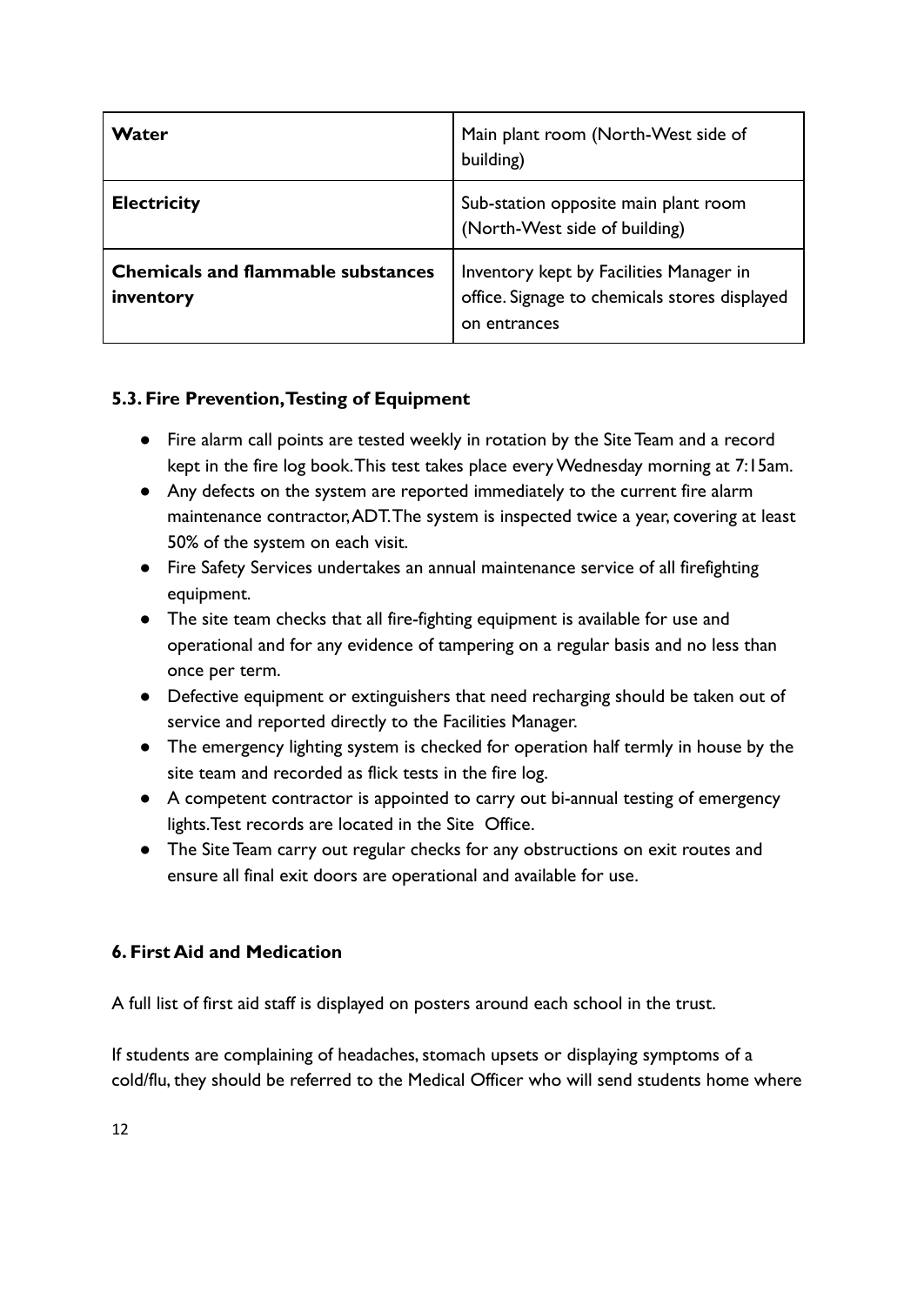| **Water** | Main plant room (North-West side of building) |
| --- | --- |
| **Electricity** | Sub-station opposite main plant room (North-West side of building) |
| **Chemicals and flammable substances inventory** | Inventory kept by Facilities Manager in office. Signage to chemicals stores displayed on entrances |

### 5.3. Fire Prevention, Testing of Equipment

- Fire alarm call points are tested weekly in rotation by the Site Team and a record kept in the fire log book. This test takes place every Wednesday morning at 7:15am.
- Any defects on the system are reported immediately to the current fire alarm maintenance contractor, ADT. The system is inspected twice a year, covering at least 50% of the system on each visit.
- Fire Safety Services undertakes an annual maintenance service of all firefighting equipment.
- The site team checks that all fire-fighting equipment is available for use and operational and for any evidence of tampering on a regular basis and no less than once per term.
- Defective equipment or extinguishers that need recharging should be taken out of service and reported directly to the Facilities Manager.
- The emergency lighting system is checked for operation half termly in house by the site team and recorded as flick tests in the fire log.
- A competent contractor is appointed to carry out bi-annual testing of emergency lights. Test records are located in the Site Office.
- The Site Team carry out regular checks for any obstructions on exit routes and ensure all final exit doors are operational and available for use.

## 6. First Aid and Medication

A full list of first aid staff is displayed on posters around each school in the trust.

If students are complaining of headaches, stomach upsets or displaying symptoms of a cold/flu, they should be referred to the Medical Officer who will send students home where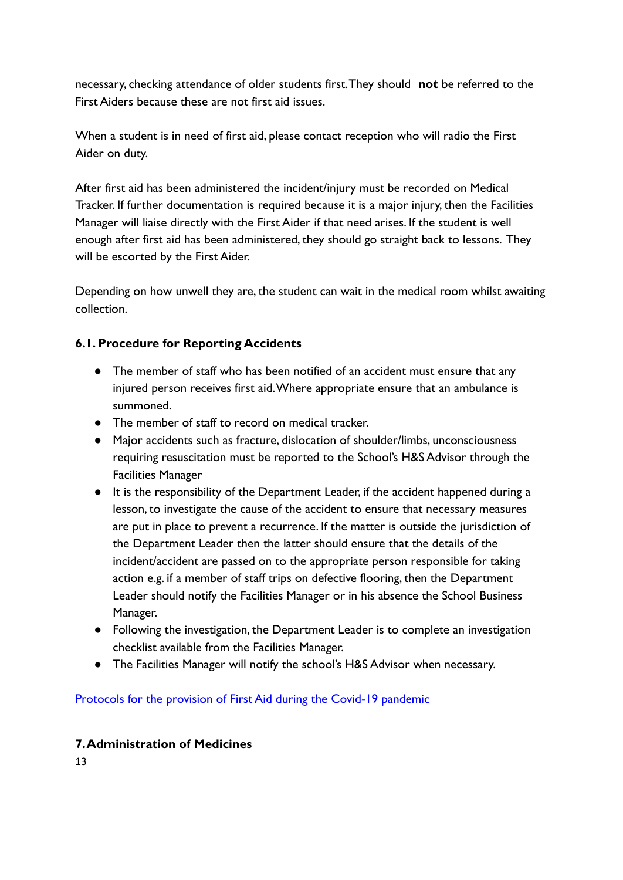necessary, checking attendance of older students first. They should **not** be referred to the First Aiders because these are not first aid issues.

When a student is in need of first aid, please contact reception who will radio the First Aider on duty.

After first aid has been administered the incident/injury must be recorded on Medical Tracker. If further documentation is required because it is a major injury, then the Facilities Manager will liaise directly with the First Aider if that need arises. If the student is well enough after first aid has been administered, they should go straight back to lessons. They will be escorted by the First Aider.

Depending on how unwell they are, the student can wait in the medical room whilst awaiting collection.

### 6.1. Procedure for Reporting Accidents

- The member of staff who has been notified of an accident must ensure that any injured person receives first aid. Where appropriate ensure that an ambulance is summoned.
- The member of staff to record on medical tracker.
- Major accidents such as fracture, dislocation of shoulder/limbs, unconsciousness requiring resuscitation must be reported to the School's H&S Advisor through the Facilities Manager
- It is the responsibility of the Department Leader, if the accident happened during a lesson, to investigate the cause of the accident to ensure that necessary measures are put in place to prevent a recurrence. If the matter is outside the jurisdiction of the Department Leader then the latter should ensure that the details of the incident/accident are passed on to the appropriate person responsible for taking action e.g. if a member of staff trips on defective flooring, then the Department Leader should notify the Facilities Manager or in his absence the School Business Manager.
- Following the investigation, the Department Leader is to complete an investigation checklist available from the Facilities Manager.
- The Facilities Manager will notify the school's H&S Advisor when necessary.

Protocols for the provision of First Aid during the Covid-19 pandemic

## 7. Administration of Medicines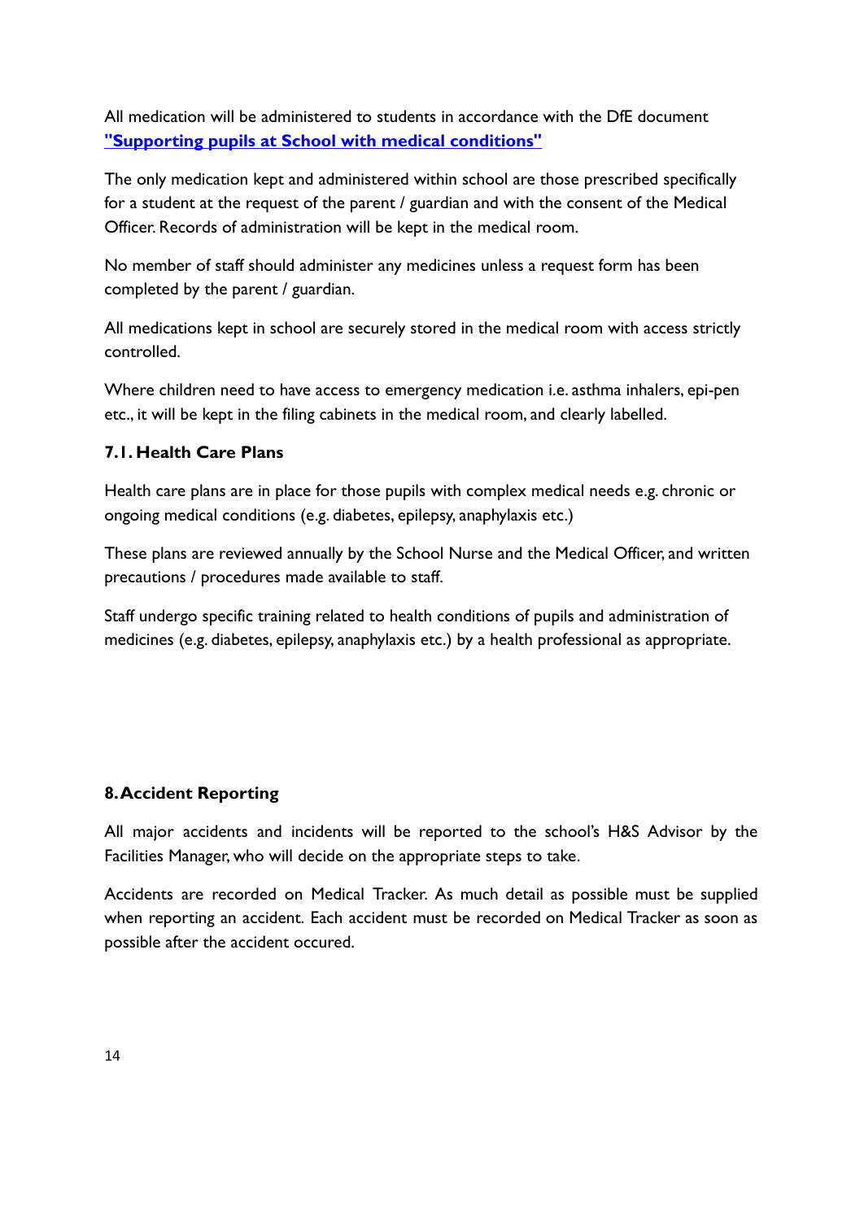All medication will be administered to students in accordance with the DfE document **"Supporting pupils at School with medical conditions"**

The only medication kept and administered within school are those prescribed specifically for a student at the request of the parent / guardian and with the consent of the Medical Officer. Records of administration will be kept in the medical room.

No member of staff should administer any medicines unless a request form has been completed by the parent / guardian.

All medications kept in school are securely stored in the medical room with access strictly controlled.

Where children need to have access to emergency medication i.e. asthma inhalers, epi-pen etc., it will be kept in the filing cabinets in the medical room, and clearly labelled.

### 7.1. Health Care Plans

Health care plans are in place for those pupils with complex medical needs e.g. chronic or ongoing medical conditions (e.g. diabetes, epilepsy, anaphylaxis etc.)

These plans are reviewed annually by the School Nurse and the Medical Officer, and written precautions / procedures made available to staff.

Staff undergo specific training related to health conditions of pupils and administration of medicines (e.g. diabetes, epilepsy, anaphylaxis etc.) by a health professional as appropriate.

## 8. Accident Reporting

All major accidents and incidents will be reported to the school's H&S Advisor by the Facilities Manager, who will decide on the appropriate steps to take.

Accidents are recorded on Medical Tracker. As much detail as possible must be supplied when reporting an accident. Each accident must be recorded on Medical Tracker as soon as possible after the accident occured.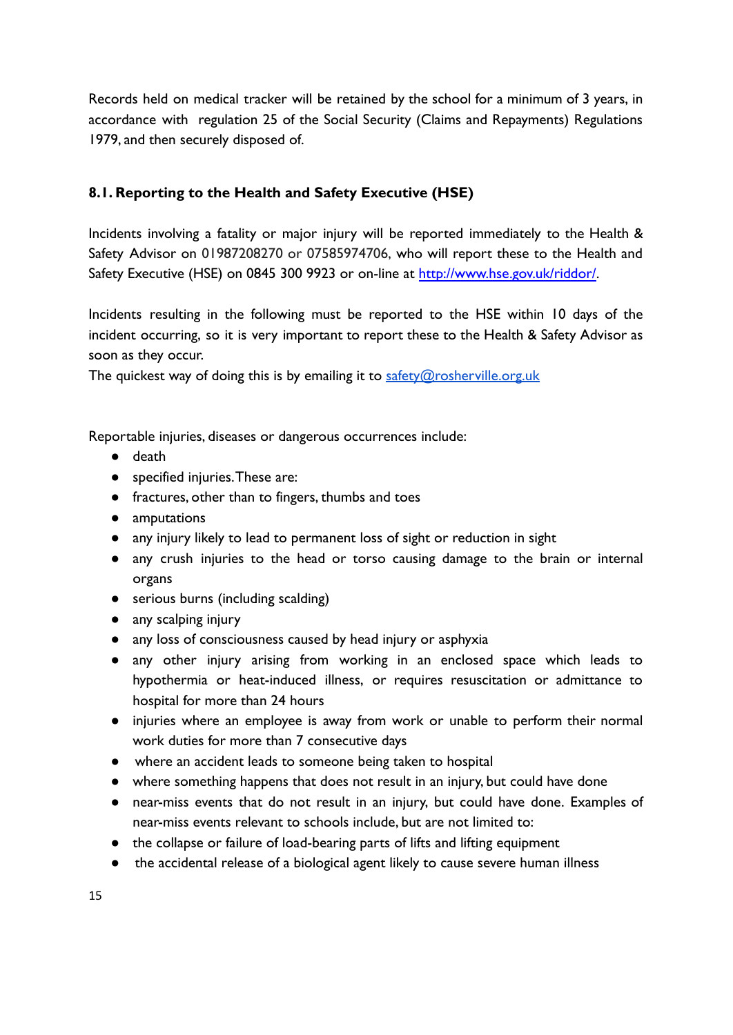Records held on medical tracker will be retained by the school for a minimum of 3 years, in accordance with regulation 25 of the Social Security (Claims and Repayments) Regulations 1979, and then securely disposed of.

### 8.1. Reporting to the Health and Safety Executive (HSE)

Incidents involving a fatality or major injury will be reported immediately to the Health & Safety Advisor on 01987208270 or 07585974706, who will report these to the Health and Safety Executive (HSE) on 0845 300 9923 or on-line at [http://www.hse.gov.uk/riddor/](http://www.hse.gov.uk/riddor/).

Incidents resulting in the following must be reported to the HSE within 10 days of the incident occurring, so it is very important to report these to the Health & Safety Advisor as soon as they occur.
The quickest way of doing this is by emailing it to [safety@rosherville.org.uk](mailto:safety@rosherville.org.uk)

Reportable injuries, diseases or dangerous occurrences include:

- death
- specified injuries. These are:
- fractures, other than to fingers, thumbs and toes
- amputations
- any injury likely to lead to permanent loss of sight or reduction in sight
- any crush injuries to the head or torso causing damage to the brain or internal organs
- serious burns (including scalding)
- any scalping injury
- any loss of consciousness caused by head injury or asphyxia
- any other injury arising from working in an enclosed space which leads to hypothermia or heat-induced illness, or requires resuscitation or admittance to hospital for more than 24 hours
- injuries where an employee is away from work or unable to perform their normal work duties for more than 7 consecutive days
- where an accident leads to someone being taken to hospital
- where something happens that does not result in an injury, but could have done
- near-miss events that do not result in an injury, but could have done. Examples of near-miss events relevant to schools include, but are not limited to:
- the collapse or failure of load-bearing parts of lifts and lifting equipment
- the accidental release of a biological agent likely to cause severe human illness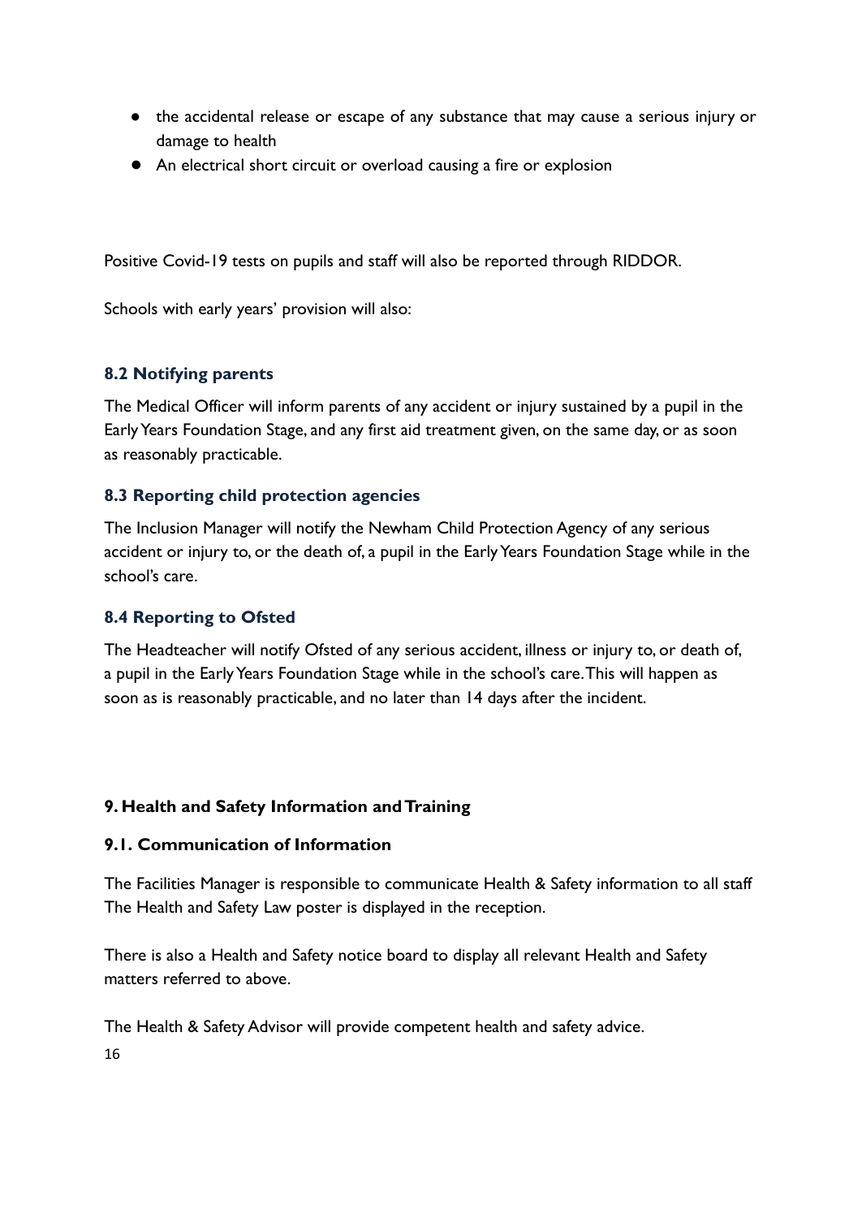- the accidental release or escape of any substance that may cause a serious injury or damage to health
- An electrical short circuit or overload causing a fire or explosion

Positive Covid-19 tests on pupils and staff will also be reported through RIDDOR.

Schools with early years' provision will also:

### 8.2 Notifying parents

The Medical Officer will inform parents of any accident or injury sustained by a pupil in the Early Years Foundation Stage, and any first aid treatment given, on the same day, or as soon as reasonably practicable.

### 8.3 Reporting child protection agencies

The Inclusion Manager will notify the Newham Child Protection Agency of any serious accident or injury to, or the death of, a pupil in the Early Years Foundation Stage while in the school's care.

### 8.4 Reporting to Ofsted

The Headteacher will notify Ofsted of any serious accident, illness or injury to, or death of, a pupil in the Early Years Foundation Stage while in the school's care. This will happen as soon as is reasonably practicable, and no later than 14 days after the incident.

## 9. Health and Safety Information and Training

### 9.1. Communication of Information

The Facilities Manager is responsible to communicate Health & Safety information to all staff The Health and Safety Law poster is displayed in the reception.

There is also a Health and Safety notice board to display all relevant Health and Safety matters referred to above.

The Health & Safety Advisor will provide competent health and safety advice.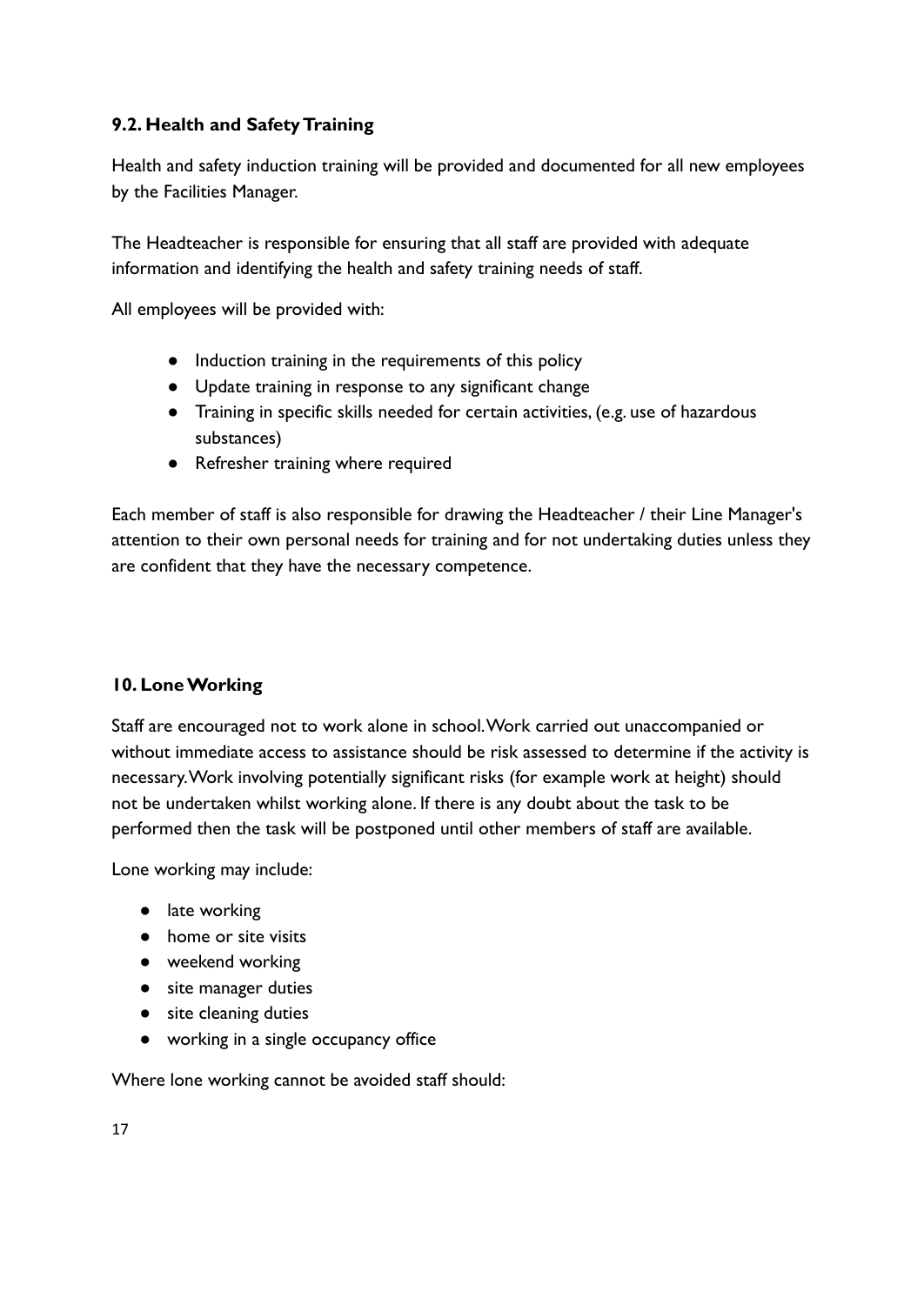### 9.2. Health and Safety Training

Health and safety induction training will be provided and documented for all new employees by the Facilities Manager.

The Headteacher is responsible for ensuring that all staff are provided with adequate information and identifying the health and safety training needs of staff.

All employees will be provided with:

- Induction training in the requirements of this policy
- Update training in response to any significant change
- Training in specific skills needed for certain activities, (e.g. use of hazardous substances)
- Refresher training where required

Each member of staff is also responsible for drawing the Headteacher / their Line Manager's attention to their own personal needs for training and for not undertaking duties unless they are confident that they have the necessary competence.

### 10. Lone Working

Staff are encouraged not to work alone in school. Work carried out unaccompanied or without immediate access to assistance should be risk assessed to determine if the activity is necessary. Work involving potentially significant risks (for example work at height) should not be undertaken whilst working alone. If there is any doubt about the task to be performed then the task will be postponed until other members of staff are available.

Lone working may include:

- late working
- home or site visits
- weekend working
- site manager duties
- site cleaning duties
- working in a single occupancy office

Where lone working cannot be avoided staff should: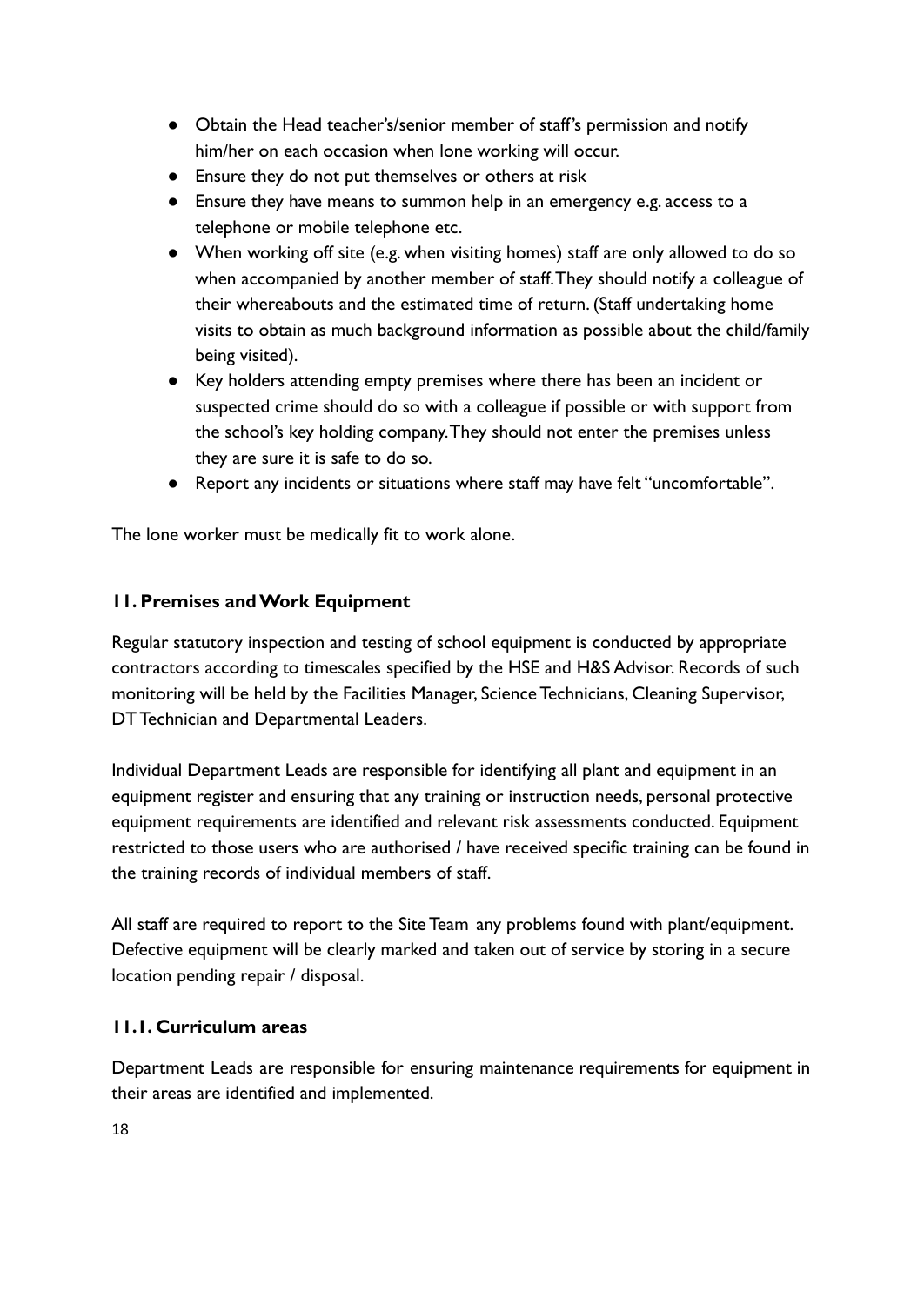- Obtain the Head teacher's/senior member of staff's permission and notify him/her on each occasion when lone working will occur.
- Ensure they do not put themselves or others at risk
- Ensure they have means to summon help in an emergency e.g. access to a telephone or mobile telephone etc.
- When working off site (e.g. when visiting homes) staff are only allowed to do so when accompanied by another member of staff. They should notify a colleague of their whereabouts and the estimated time of return. (Staff undertaking home visits to obtain as much background information as possible about the child/family being visited).
- Key holders attending empty premises where there has been an incident or suspected crime should do so with a colleague if possible or with support from the school's key holding company. They should not enter the premises unless they are sure it is safe to do so.
- Report any incidents or situations where staff may have felt "uncomfortable".

The lone worker must be medically fit to work alone.

## 11. Premises and Work Equipment

Regular statutory inspection and testing of school equipment is conducted by appropriate contractors according to timescales specified by the HSE and H&S Advisor. Records of such monitoring will be held by the Facilities Manager, Science Technicians, Cleaning Supervisor, DT Technician and Departmental Leaders.

Individual Department Leads are responsible for identifying all plant and equipment in an equipment register and ensuring that any training or instruction needs, personal protective equipment requirements are identified and relevant risk assessments conducted. Equipment restricted to those users who are authorised / have received specific training can be found in the training records of individual members of staff.

All staff are required to report to the Site Team any problems found with plant/equipment. Defective equipment will be clearly marked and taken out of service by storing in a secure location pending repair / disposal.

### 11.1. Curriculum areas

Department Leads are responsible for ensuring maintenance requirements for equipment in their areas are identified and implemented.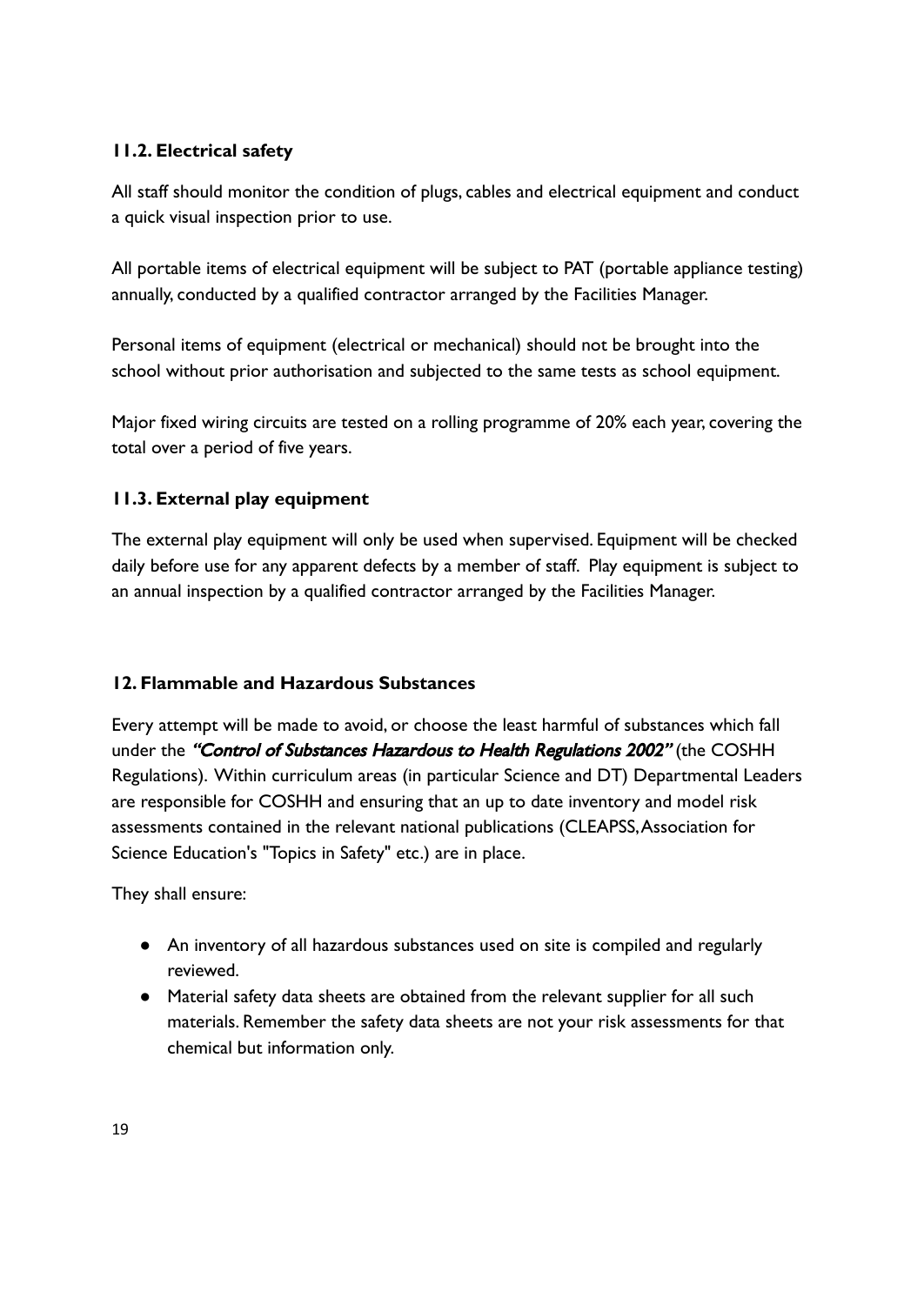### 11.2. Electrical safety

All staff should monitor the condition of plugs, cables and electrical equipment and conduct a quick visual inspection prior to use.

All portable items of electrical equipment will be subject to PAT (portable appliance testing) annually, conducted by a qualified contractor arranged by the Facilities Manager.

Personal items of equipment (electrical or mechanical) should not be brought into the school without prior authorisation and subjected to the same tests as school equipment.

Major fixed wiring circuits are tested on a rolling programme of 20% each year, covering the total over a period of five years.

### 11.3. External play equipment

The external play equipment will only be used when supervised. Equipment will be checked daily before use for any apparent defects by a member of staff. Play equipment is subject to an annual inspection by a qualified contractor arranged by the Facilities Manager.

## 12. Flammable and Hazardous Substances

Every attempt will be made to avoid, or choose the least harmful of substances which fall under the ***"Control of Substances Hazardous to Health Regulations 2002"*** (the COSHH Regulations). Within curriculum areas (in particular Science and DT) Departmental Leaders are responsible for COSHH and ensuring that an up to date inventory and model risk assessments contained in the relevant national publications (CLEAPSS, Association for Science Education's "Topics in Safety" etc.) are in place.

They shall ensure:

- An inventory of all hazardous substances used on site is compiled and regularly reviewed.
- Material safety data sheets are obtained from the relevant supplier for all such materials. Remember the safety data sheets are not your risk assessments for that chemical but information only.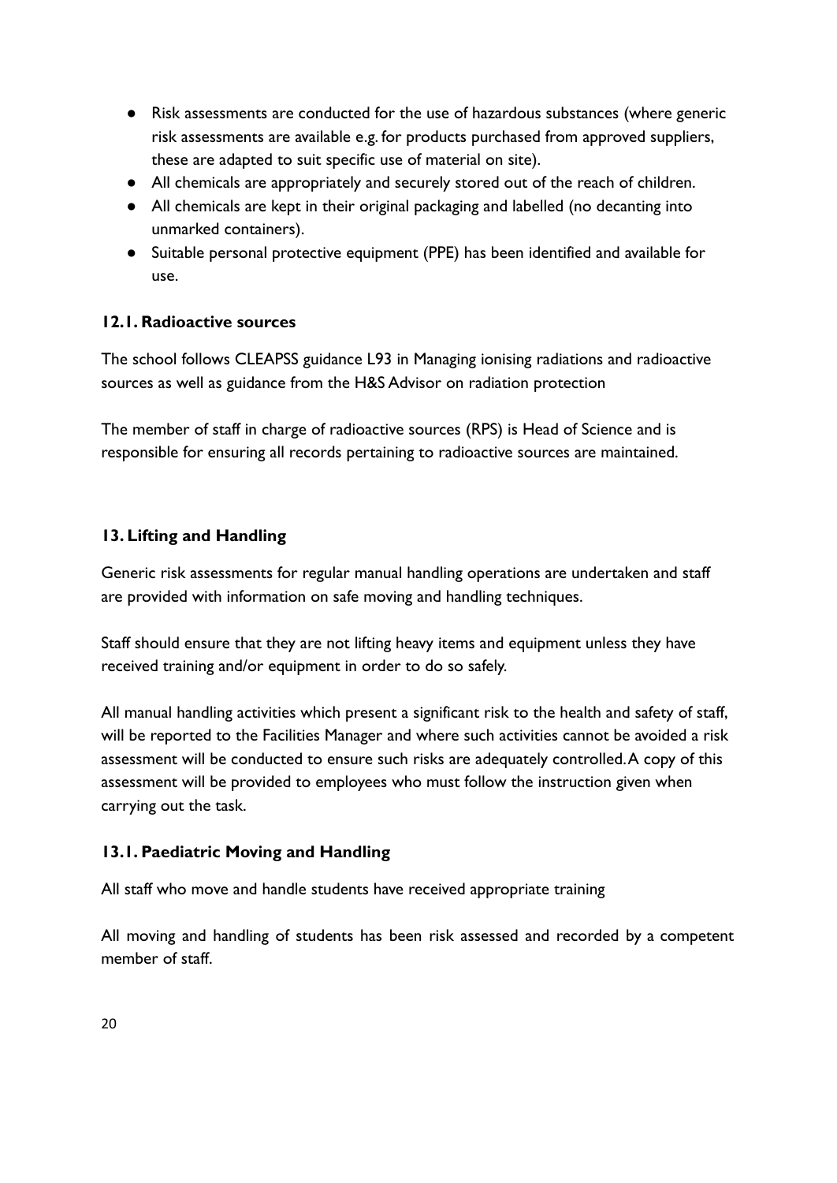- Risk assessments are conducted for the use of hazardous substances (where generic risk assessments are available e.g. for products purchased from approved suppliers, these are adapted to suit specific use of material on site).
- All chemicals are appropriately and securely stored out of the reach of children.
- All chemicals are kept in their original packaging and labelled (no decanting into unmarked containers).
- Suitable personal protective equipment (PPE) has been identified and available for use.

### 12.1. Radioactive sources

The school follows CLEAPSS guidance L93 in Managing ionising radiations and radioactive sources as well as guidance from the H&S Advisor on radiation protection

The member of staff in charge of radioactive sources (RPS) is Head of Science and is responsible for ensuring all records pertaining to radioactive sources are maintained.

## 13. Lifting and Handling

Generic risk assessments for regular manual handling operations are undertaken and staff are provided with information on safe moving and handling techniques.

Staff should ensure that they are not lifting heavy items and equipment unless they have received training and/or equipment in order to do so safely.

All manual handling activities which present a significant risk to the health and safety of staff, will be reported to the Facilities Manager and where such activities cannot be avoided a risk assessment will be conducted to ensure such risks are adequately controlled. A copy of this assessment will be provided to employees who must follow the instruction given when carrying out the task.

### 13.1. Paediatric Moving and Handling

All staff who move and handle students have received appropriate training

All moving and handling of students has been risk assessed and recorded by a competent member of staff.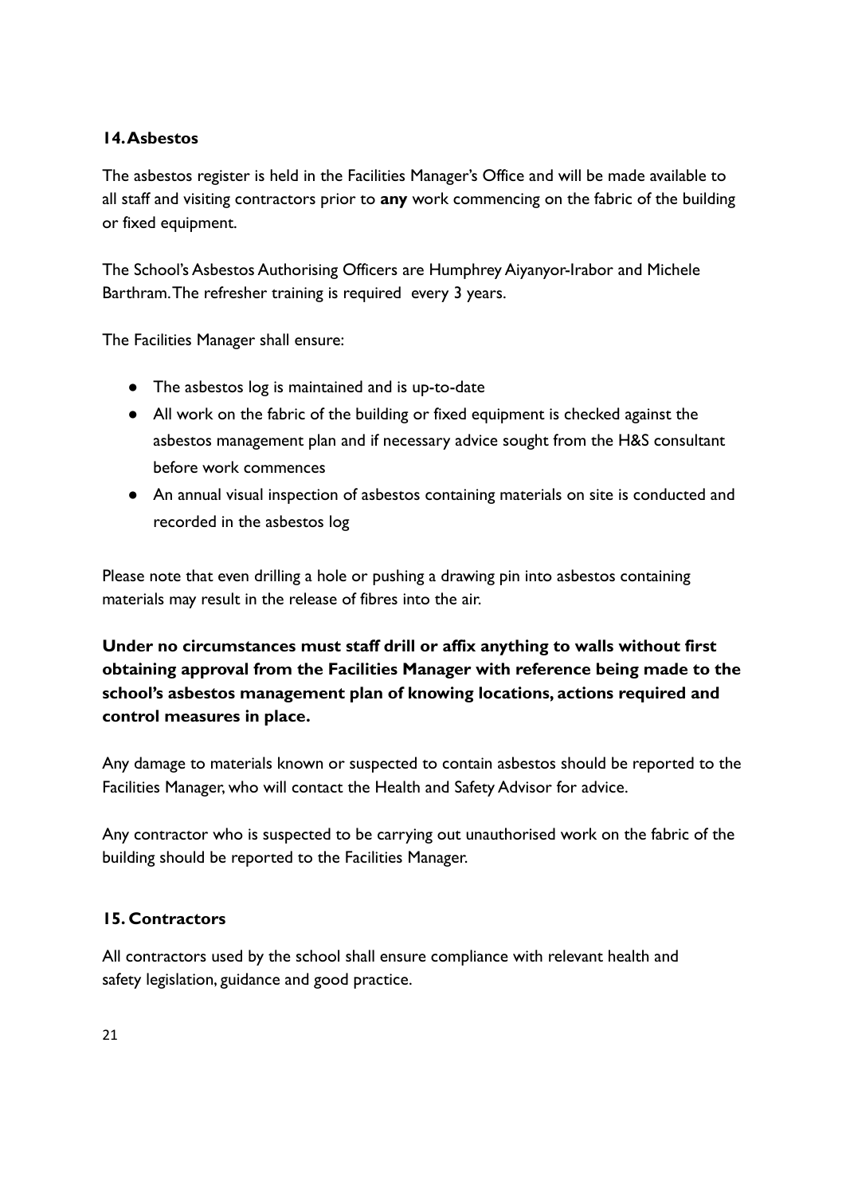## 14. Asbestos

The asbestos register is held in the Facilities Manager's Office and will be made available to all staff and visiting contractors prior to **any** work commencing on the fabric of the building or fixed equipment.

The School's Asbestos Authorising Officers are Humphrey Aiyanyor-Irabor and Michele Barthram. The refresher training is required every 3 years.

The Facilities Manager shall ensure:

- The asbestos log is maintained and is up-to-date
- All work on the fabric of the building or fixed equipment is checked against the asbestos management plan and if necessary advice sought from the H&S consultant before work commences
- An annual visual inspection of asbestos containing materials on site is conducted and recorded in the asbestos log

Please note that even drilling a hole or pushing a drawing pin into asbestos containing materials may result in the release of fibres into the air.

**Under no circumstances must staff drill or affix anything to walls without first obtaining approval from the Facilities Manager with reference being made to the school's asbestos management plan of knowing locations, actions required and control measures in place.**

Any damage to materials known or suspected to contain asbestos should be reported to the Facilities Manager, who will contact the Health and Safety Advisor for advice.

Any contractor who is suspected to be carrying out unauthorised work on the fabric of the building should be reported to the Facilities Manager.

## 15. Contractors

All contractors used by the school shall ensure compliance with relevant health and safety legislation, guidance and good practice.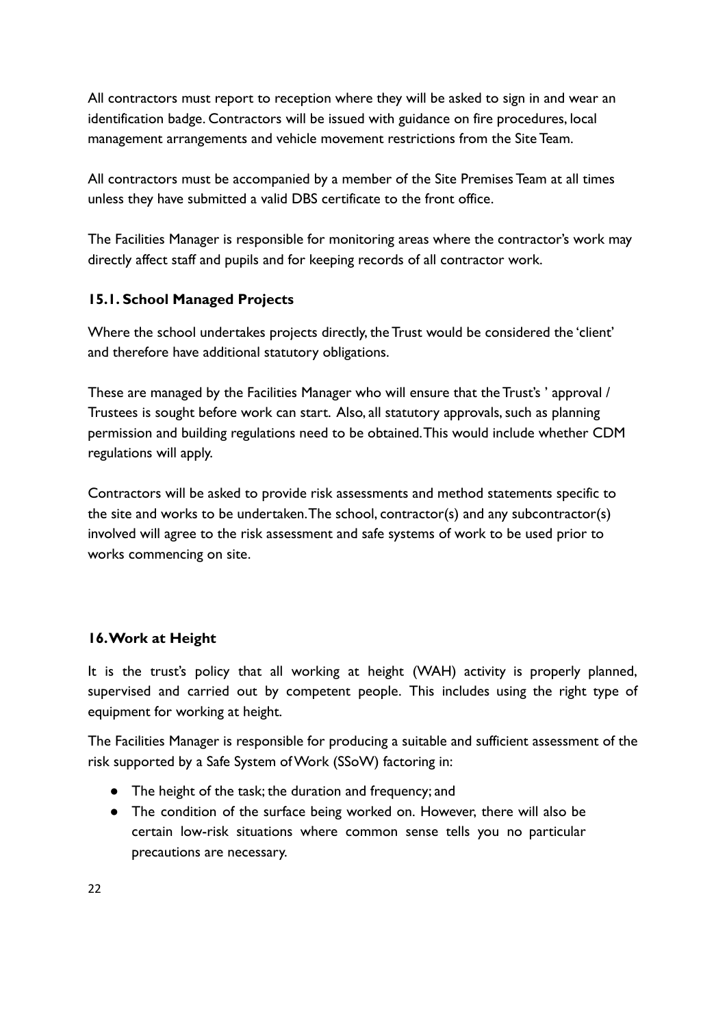All contractors must report to reception where they will be asked to sign in and wear an identification badge. Contractors will be issued with guidance on fire procedures, local management arrangements and vehicle movement restrictions from the Site Team.

All contractors must be accompanied by a member of the Site Premises Team at all times unless they have submitted a valid DBS certificate to the front office.

The Facilities Manager is responsible for monitoring areas where the contractor's work may directly affect staff and pupils and for keeping records of all contractor work.

### 15.1. School Managed Projects

Where the school undertakes projects directly, the Trust would be considered the 'client' and therefore have additional statutory obligations.

These are managed by the Facilities Manager who will ensure that the Trust's ' approval / Trustees is sought before work can start. Also, all statutory approvals, such as planning permission and building regulations need to be obtained. This would include whether CDM regulations will apply.

Contractors will be asked to provide risk assessments and method statements specific to the site and works to be undertaken. The school, contractor(s) and any subcontractor(s) involved will agree to the risk assessment and safe systems of work to be used prior to works commencing on site.

## 16. Work at Height

It is the trust's policy that all working at height (WAH) activity is properly planned, supervised and carried out by competent people. This includes using the right type of equipment for working at height.

The Facilities Manager is responsible for producing a suitable and sufficient assessment of the risk supported by a Safe System of Work (SSoW) factoring in:

- The height of the task; the duration and frequency; and
- The condition of the surface being worked on. However, there will also be certain low-risk situations where common sense tells you no particular precautions are necessary.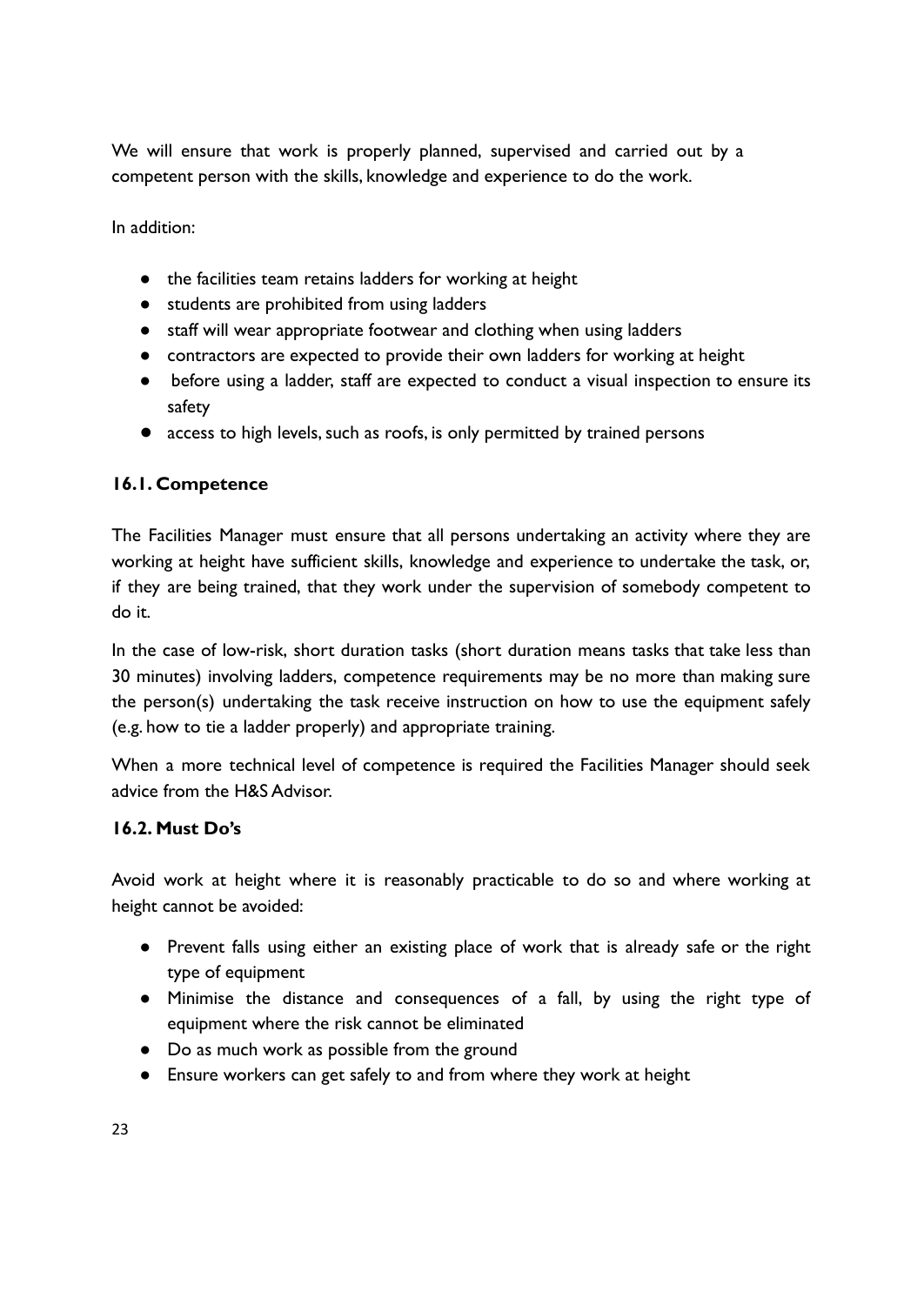We will ensure that work is properly planned, supervised and carried out by a competent person with the skills, knowledge and experience to do the work.

In addition:

- the facilities team retains ladders for working at height
- students are prohibited from using ladders
- staff will wear appropriate footwear and clothing when using ladders
- contractors are expected to provide their own ladders for working at height
- before using a ladder, staff are expected to conduct a visual inspection to ensure its safety
- access to high levels, such as roofs, is only permitted by trained persons

### 16.1. Competence

The Facilities Manager must ensure that all persons undertaking an activity where they are working at height have sufficient skills, knowledge and experience to undertake the task, or, if they are being trained, that they work under the supervision of somebody competent to do it.

In the case of low-risk, short duration tasks (short duration means tasks that take less than 30 minutes) involving ladders, competence requirements may be no more than making sure the person(s) undertaking the task receive instruction on how to use the equipment safely (e.g. how to tie a ladder properly) and appropriate training.

When a more technical level of competence is required the Facilities Manager should seek advice from the H&S Advisor.

### 16.2. Must Do's

Avoid work at height where it is reasonably practicable to do so and where working at height cannot be avoided:

- Prevent falls using either an existing place of work that is already safe or the right type of equipment
- Minimise the distance and consequences of a fall, by using the right type of equipment where the risk cannot be eliminated
- Do as much work as possible from the ground
- Ensure workers can get safely to and from where they work at height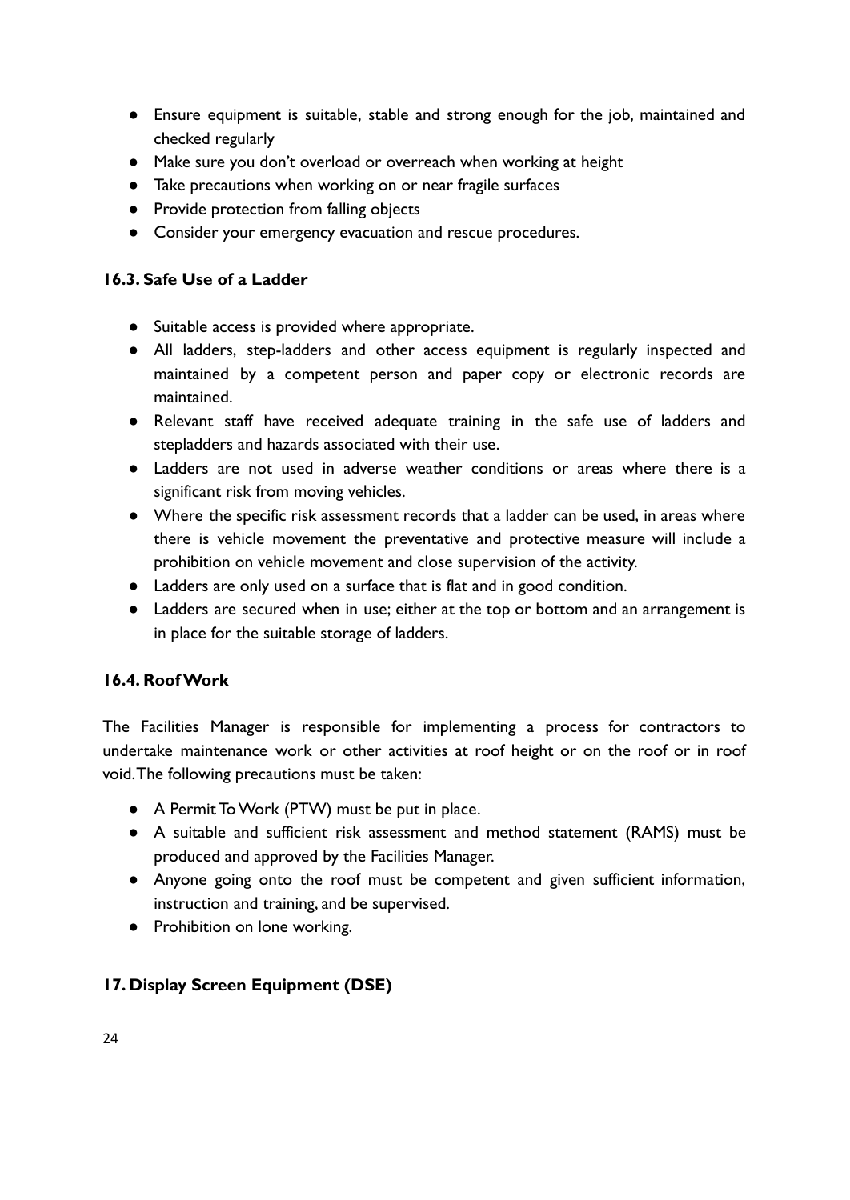- Ensure equipment is suitable, stable and strong enough for the job, maintained and checked regularly
- Make sure you don't overload or overreach when working at height
- Take precautions when working on or near fragile surfaces
- Provide protection from falling objects
- Consider your emergency evacuation and rescue procedures.

### 16.3. Safe Use of a Ladder

- Suitable access is provided where appropriate.
- All ladders, step-ladders and other access equipment is regularly inspected and maintained by a competent person and paper copy or electronic records are maintained.
- Relevant staff have received adequate training in the safe use of ladders and stepladders and hazards associated with their use.
- Ladders are not used in adverse weather conditions or areas where there is a significant risk from moving vehicles.
- Where the specific risk assessment records that a ladder can be used, in areas where there is vehicle movement the preventative and protective measure will include a prohibition on vehicle movement and close supervision of the activity.
- Ladders are only used on a surface that is flat and in good condition.
- Ladders are secured when in use; either at the top or bottom and an arrangement is in place for the suitable storage of ladders.

### 16.4. Roof Work

The Facilities Manager is responsible for implementing a process for contractors to undertake maintenance work or other activities at roof height or on the roof or in roof void. The following precautions must be taken:

- A Permit To Work (PTW) must be put in place.
- A suitable and sufficient risk assessment and method statement (RAMS) must be produced and approved by the Facilities Manager.
- Anyone going onto the roof must be competent and given sufficient information, instruction and training, and be supervised.
- Prohibition on lone working.

## 17. Display Screen Equipment (DSE)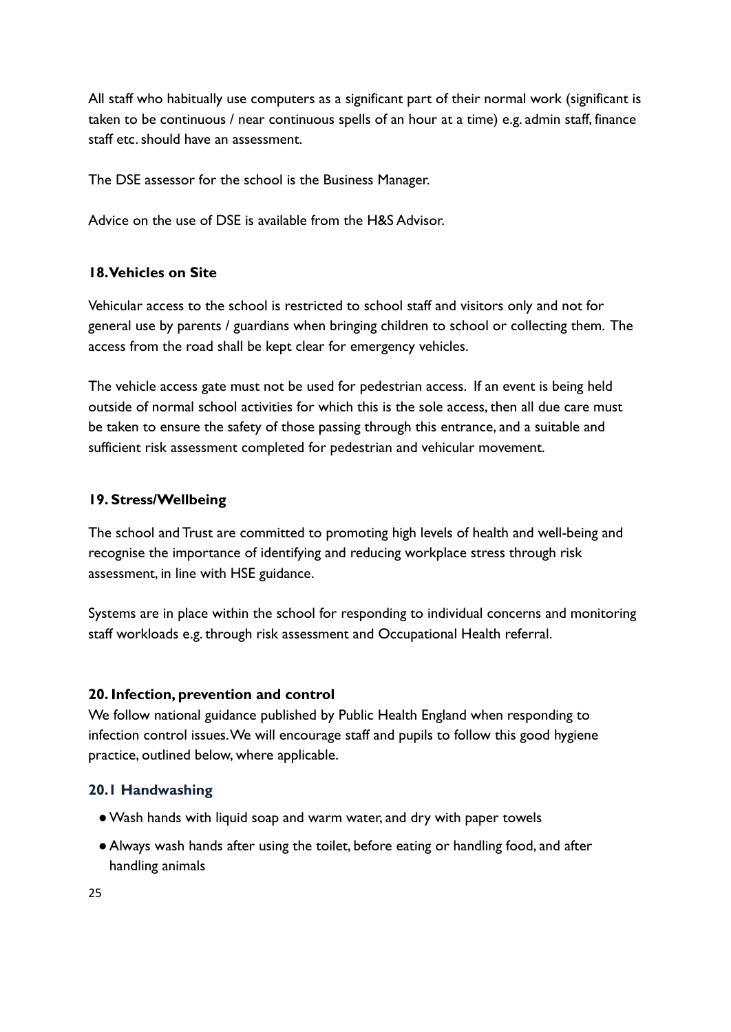All staff who habitually use computers as a significant part of their normal work (significant is taken to be continuous / near continuous spells of an hour at a time) e.g. admin staff, finance staff etc. should have an assessment.

The DSE assessor for the school is the Business Manager.

Advice on the use of DSE is available from the H&S Advisor.

**18. Vehicles on Site**

Vehicular access to the school is restricted to school staff and visitors only and not for general use by parents / guardians when bringing children to school or collecting them. The access from the road shall be kept clear for emergency vehicles.

The vehicle access gate must not be used for pedestrian access. If an event is being held outside of normal school activities for which this is the sole access, then all due care must be taken to ensure the safety of those passing through this entrance, and a suitable and sufficient risk assessment completed for pedestrian and vehicular movement.

**19. Stress/Wellbeing**

The school and Trust are committed to promoting high levels of health and well-being and recognise the importance of identifying and reducing workplace stress through risk assessment, in line with HSE guidance.

Systems are in place within the school for responding to individual concerns and monitoring staff workloads e.g. through risk assessment and Occupational Health referral.

**20. Infection, prevention and control**

We follow national guidance published by Public Health England when responding to infection control issues. We will encourage staff and pupils to follow this good hygiene practice, outlined below, where applicable.

### 20.1 Handwashing

- Wash hands with liquid soap and warm water, and dry with paper towels
- Always wash hands after using the toilet, before eating or handling food, and after handling animals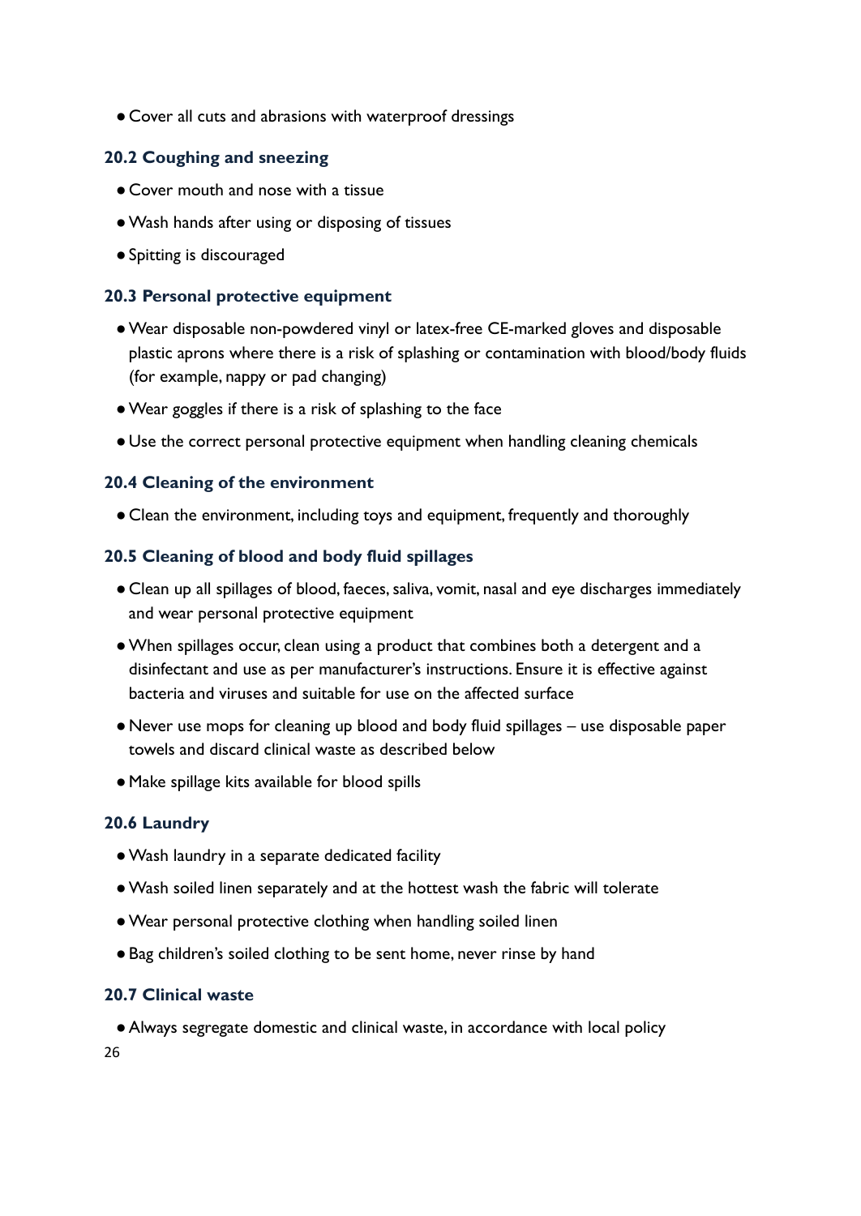- Cover all cuts and abrasions with waterproof dressings

### 20.2 Coughing and sneezing

- Cover mouth and nose with a tissue
- Wash hands after using or disposing of tissues
- Spitting is discouraged

### 20.3 Personal protective equipment

- Wear disposable non-powdered vinyl or latex-free CE-marked gloves and disposable plastic aprons where there is a risk of splashing or contamination with blood/body fluids (for example, nappy or pad changing)
- Wear goggles if there is a risk of splashing to the face
- Use the correct personal protective equipment when handling cleaning chemicals

### 20.4 Cleaning of the environment

- Clean the environment, including toys and equipment, frequently and thoroughly

### 20.5 Cleaning of blood and body fluid spillages

- Clean up all spillages of blood, faeces, saliva, vomit, nasal and eye discharges immediately and wear personal protective equipment
- When spillages occur, clean using a product that combines both a detergent and a disinfectant and use as per manufacturer's instructions. Ensure it is effective against bacteria and viruses and suitable for use on the affected surface
- Never use mops for cleaning up blood and body fluid spillages – use disposable paper towels and discard clinical waste as described below
- Make spillage kits available for blood spills

### 20.6 Laundry

- Wash laundry in a separate dedicated facility
- Wash soiled linen separately and at the hottest wash the fabric will tolerate
- Wear personal protective clothing when handling soiled linen
- Bag children's soiled clothing to be sent home, never rinse by hand

### 20.7 Clinical waste

- Always segregate domestic and clinical waste, in accordance with local policy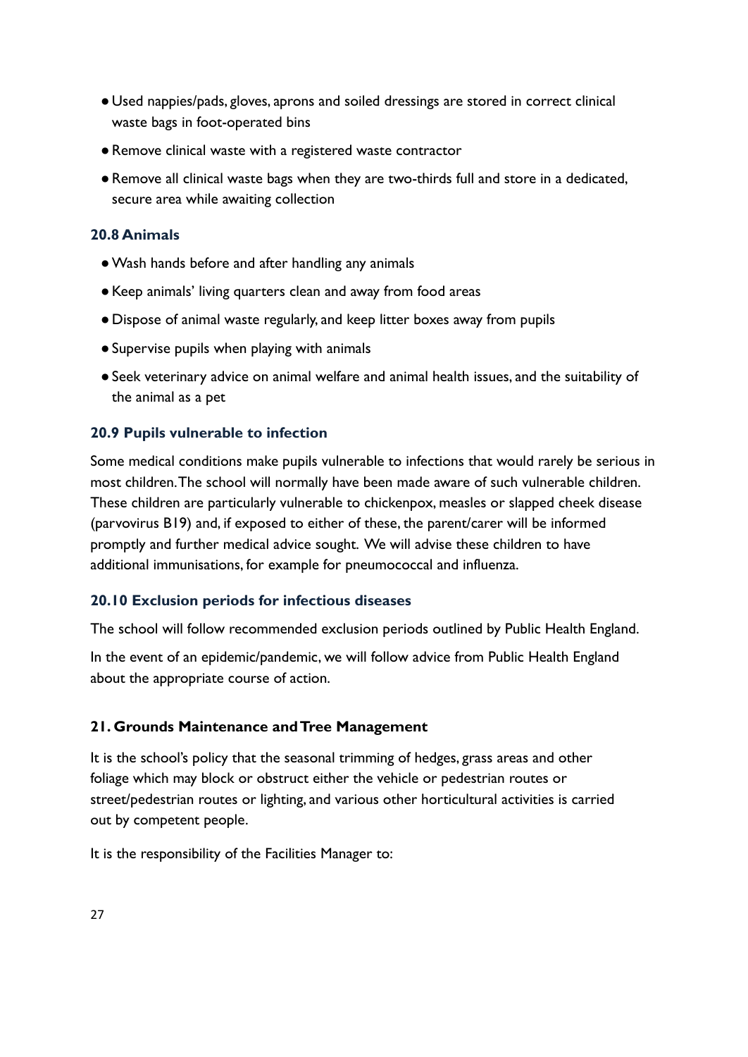- Used nappies/pads, gloves, aprons and soiled dressings are stored in correct clinical waste bags in foot-operated bins
- Remove clinical waste with a registered waste contractor
- Remove all clinical waste bags when they are two-thirds full and store in a dedicated, secure area while awaiting collection

### 20.8 Animals

- Wash hands before and after handling any animals
- Keep animals' living quarters clean and away from food areas
- Dispose of animal waste regularly, and keep litter boxes away from pupils
- Supervise pupils when playing with animals
- Seek veterinary advice on animal welfare and animal health issues, and the suitability of the animal as a pet

### 20.9 Pupils vulnerable to infection

Some medical conditions make pupils vulnerable to infections that would rarely be serious in most children. The school will normally have been made aware of such vulnerable children. These children are particularly vulnerable to chickenpox, measles or slapped cheek disease (parvovirus B19) and, if exposed to either of these, the parent/carer will be informed promptly and further medical advice sought. We will advise these children to have additional immunisations, for example for pneumococcal and influenza.

### 20.10 Exclusion periods for infectious diseases

The school will follow recommended exclusion periods outlined by Public Health England.

In the event of an epidemic/pandemic, we will follow advice from Public Health England about the appropriate course of action.

## 21. Grounds Maintenance and Tree Management

It is the school's policy that the seasonal trimming of hedges, grass areas and other foliage which may block or obstruct either the vehicle or pedestrian routes or street/pedestrian routes or lighting, and various other horticultural activities is carried out by competent people.

It is the responsibility of the Facilities Manager to: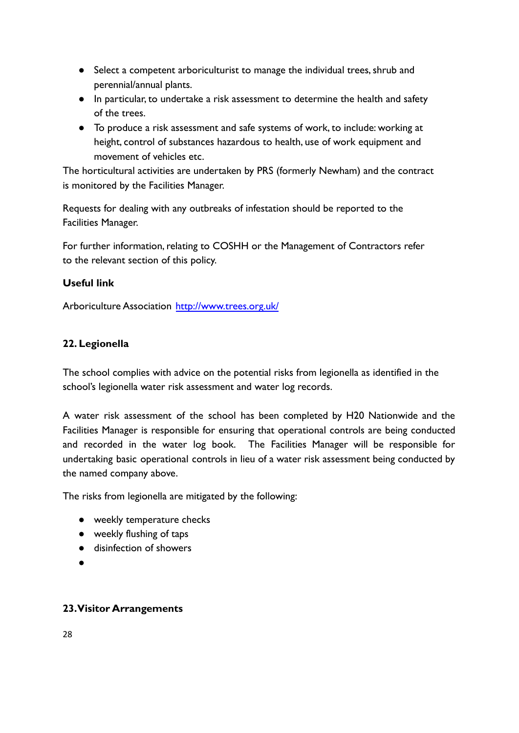- Select a competent arboriculturist to manage the individual trees, shrub and perennial/annual plants.
- In particular, to undertake a risk assessment to determine the health and safety of the trees.
- To produce a risk assessment and safe systems of work, to include: working at height, control of substances hazardous to health, use of work equipment and movement of vehicles etc.

The horticultural activities are undertaken by PRS (formerly Newham) and the contract is monitored by the Facilities Manager.

Requests for dealing with any outbreaks of infestation should be reported to the Facilities Manager.

For further information, relating to COSHH or the Management of Contractors refer to the relevant section of this policy.

**Useful link**

Arboriculture Association [http://www.trees.org.uk/](http://www.trees.org.uk/)

## 22. Legionella

The school complies with advice on the potential risks from legionella as identified in the school's legionella water risk assessment and water log records.

A water risk assessment of the school has been completed by H20 Nationwide and the Facilities Manager is responsible for ensuring that operational controls are being conducted and recorded in the water log book. The Facilities Manager will be responsible for undertaking basic operational controls in lieu of a water risk assessment being conducted by the named company above.

The risks from legionella are mitigated by the following:

- weekly temperature checks
- weekly flushing of taps
- disinfection of showers
- 

## 23. Visitor Arrangements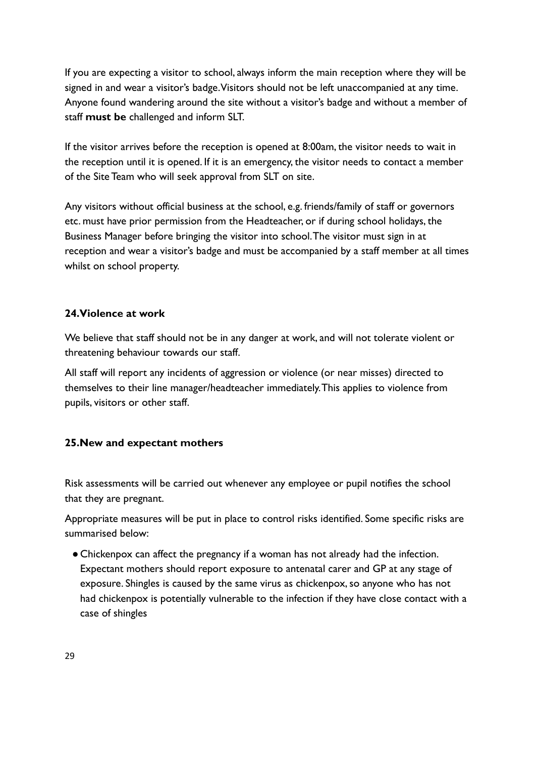If you are expecting a visitor to school, always inform the main reception where they will be signed in and wear a visitor's badge. Visitors should not be left unaccompanied at any time. Anyone found wandering around the site without a visitor's badge and without a member of staff **must be** challenged and inform SLT.

If the visitor arrives before the reception is opened at 8:00am, the visitor needs to wait in the reception until it is opened. If it is an emergency, the visitor needs to contact a member of the Site Team who will seek approval from SLT on site.

Any visitors without official business at the school, e.g. friends/family of staff or governors etc. must have prior permission from the Headteacher, or if during school holidays, the Business Manager before bringing the visitor into school. The visitor must sign in at reception and wear a visitor's badge and must be accompanied by a staff member at all times whilst on school property.

## 24. Violence at work

We believe that staff should not be in any danger at work, and will not tolerate violent or threatening behaviour towards our staff.

All staff will report any incidents of aggression or violence (or near misses) directed to themselves to their line manager/headteacher immediately. This applies to violence from pupils, visitors or other staff.

## 25. New and expectant mothers

Risk assessments will be carried out whenever any employee or pupil notifies the school that they are pregnant.

Appropriate measures will be put in place to control risks identified. Some specific risks are summarised below:

- Chickenpox can affect the pregnancy if a woman has not already had the infection. Expectant mothers should report exposure to antenatal carer and GP at any stage of exposure. Shingles is caused by the same virus as chickenpox, so anyone who has not had chickenpox is potentially vulnerable to the infection if they have close contact with a case of shingles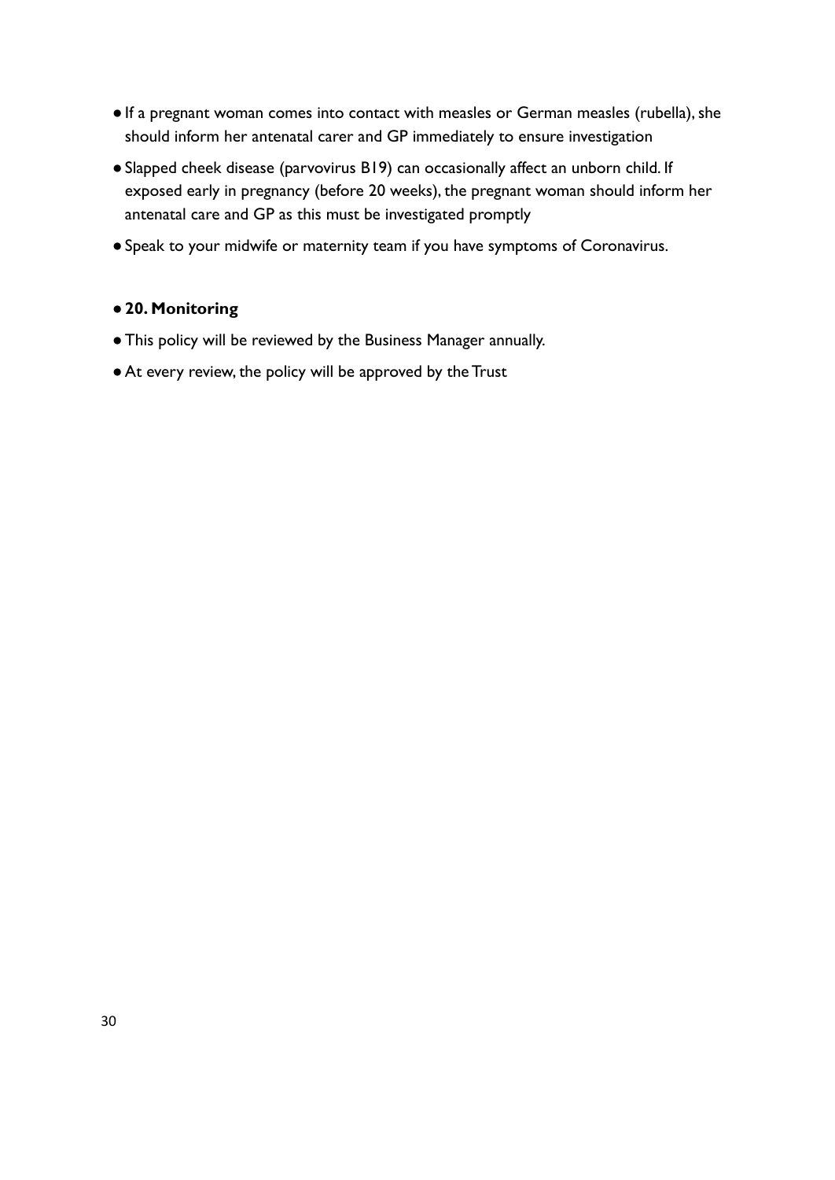- If a pregnant woman comes into contact with measles or German measles (rubella), she should inform her antenatal carer and GP immediately to ensure investigation
- Slapped cheek disease (parvovirus B19) can occasionally affect an unborn child. If exposed early in pregnancy (before 20 weeks), the pregnant woman should inform her antenatal care and GP as this must be investigated promptly
- Speak to your midwife or maternity team if you have symptoms of Coronavirus.

- **20. Monitoring**

- This policy will be reviewed by the Business Manager annually.
- At every review, the policy will be approved by the Trust